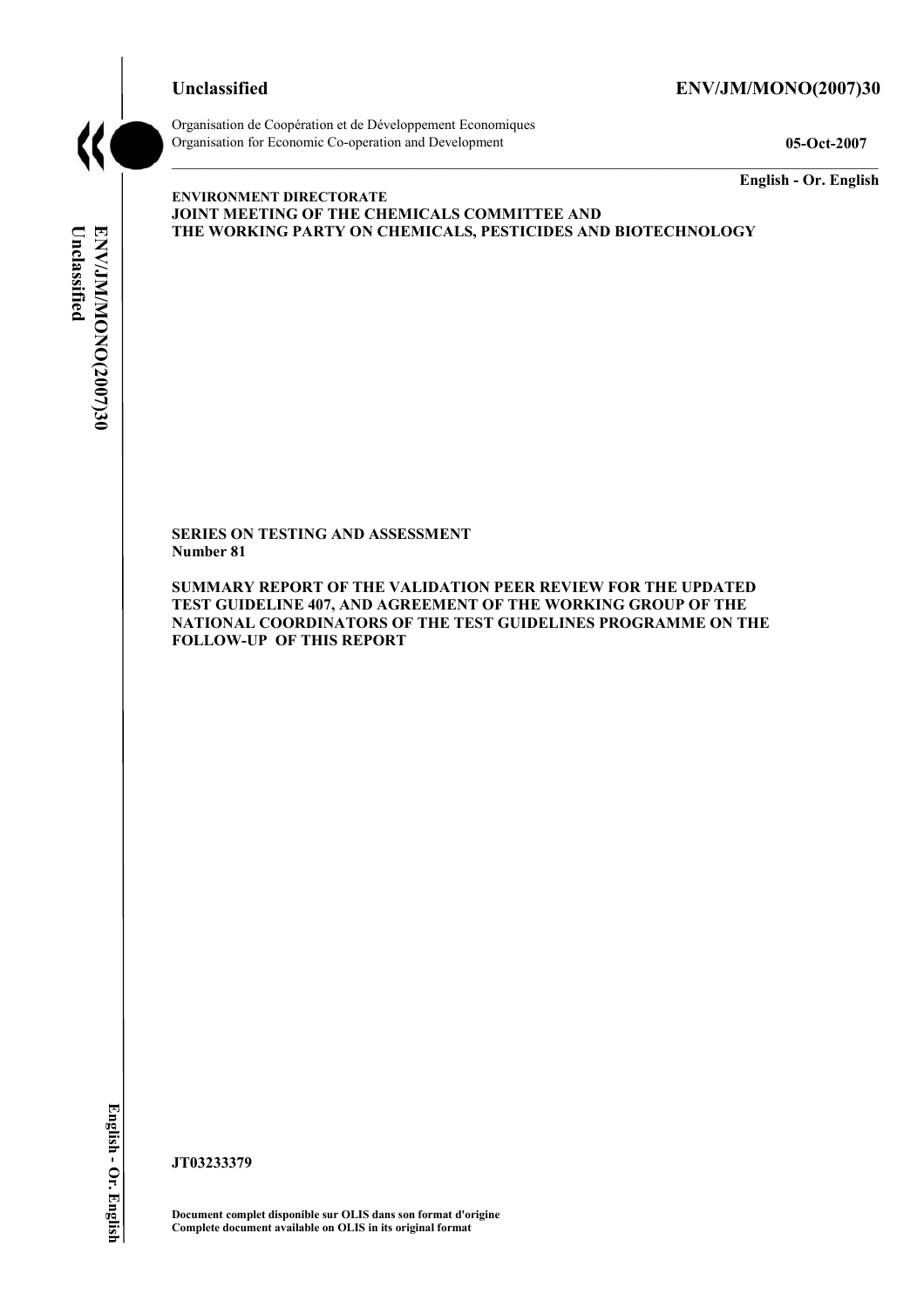**Unclassified** **ENV/JM/MONO(2007)30**

Organisation de Coopération et de Développement Economiques
Organisation for Economic Co-operation and Development

**05-Oct-2007**

**English - Or. English**

**ENVIRONMENT DIRECTORATE**
**JOINT MEETING OF THE CHEMICALS COMMITTEE AND THE WORKING PARTY ON CHEMICALS, PESTICIDES AND BIOTECHNOLOGY**

**SERIES ON TESTING AND ASSESSMENT**
**Number 81**

**SUMMARY REPORT OF THE VALIDATION PEER REVIEW FOR THE UPDATED TEST GUIDELINE 407, AND AGREEMENT OF THE WORKING GROUP OF THE NATIONAL COORDINATORS OF THE TEST GUIDELINES PROGRAMME ON THE FOLLOW-UP OF THIS REPORT**

**JT03233379**

**Document complet disponible sur OLIS dans son format d'origine**
**Complete document available on OLIS in its original format**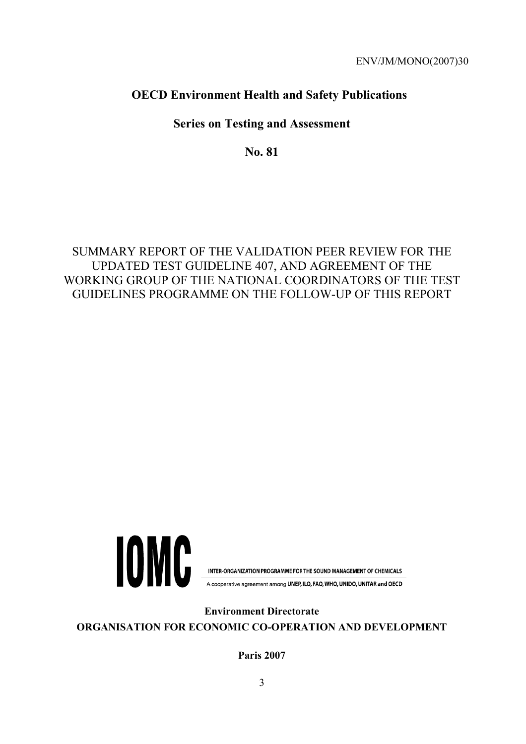ENV/JM/MONO(2007)30

**OECD Environment Health and Safety Publications**

**Series on Testing and Assessment**

**No. 81**

# SUMMARY REPORT OF THE VALIDATION PEER REVIEW FOR THE UPDATED TEST GUIDELINE 407, AND AGREEMENT OF THE WORKING GROUP OF THE NATIONAL COORDINATORS OF THE TEST GUIDELINES PROGRAMME ON THE FOLLOW-UP OF THIS REPORT

IOMC

INTER-ORGANIZATION PROGRAMME FOR THE SOUND MANAGEMENT OF CHEMICALS

A cooperative agreement among UNEP, ILO, FAO, WHO, UNIDO, UNITAR and OECD

**Environment Directorate**

**ORGANISATION FOR ECONOMIC CO-OPERATION AND DEVELOPMENT**

**Paris 2007**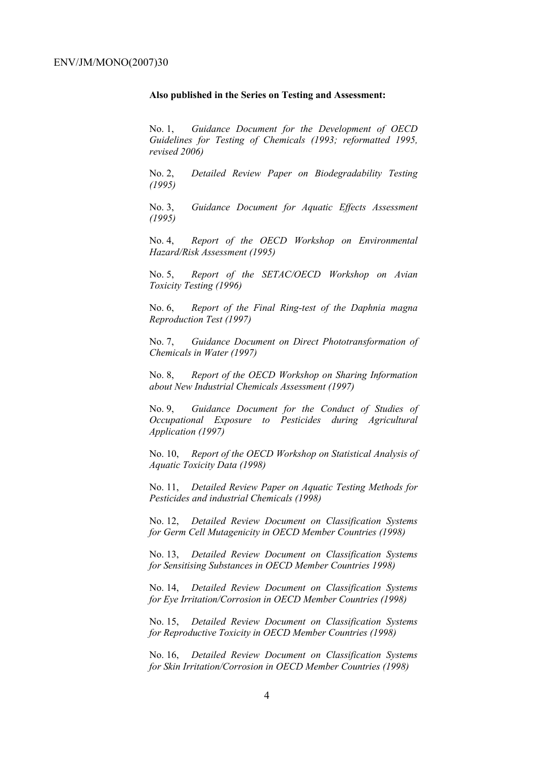**Also published in the Series on Testing and Assessment:**

No. 1, *Guidance Document for the Development of OECD Guidelines for Testing of Chemicals (1993; reformatted 1995, revised 2006)*

No. 2, *Detailed Review Paper on Biodegradability Testing (1995)*

No. 3, *Guidance Document for Aquatic Effects Assessment (1995)*

No. 4, *Report of the OECD Workshop on Environmental Hazard/Risk Assessment (1995)*

No. 5, *Report of the SETAC/OECD Workshop on Avian Toxicity Testing (1996)*

No. 6, *Report of the Final Ring-test of the Daphnia magna Reproduction Test (1997)*

No. 7, *Guidance Document on Direct Phototransformation of Chemicals in Water (1997)*

No. 8, *Report of the OECD Workshop on Sharing Information about New Industrial Chemicals Assessment (1997)*

No. 9, *Guidance Document for the Conduct of Studies of Occupational Exposure to Pesticides during Agricultural Application (1997)*

No. 10, *Report of the OECD Workshop on Statistical Analysis of Aquatic Toxicity Data (1998)*

No. 11, *Detailed Review Paper on Aquatic Testing Methods for Pesticides and industrial Chemicals (1998)*

No. 12, *Detailed Review Document on Classification Systems for Germ Cell Mutagenicity in OECD Member Countries (1998)*

No. 13, *Detailed Review Document on Classification Systems for Sensitising Substances in OECD Member Countries 1998)*

No. 14, *Detailed Review Document on Classification Systems for Eye Irritation/Corrosion in OECD Member Countries (1998)*

No. 15, *Detailed Review Document on Classification Systems for Reproductive Toxicity in OECD Member Countries (1998)*

No. 16, *Detailed Review Document on Classification Systems for Skin Irritation/Corrosion in OECD Member Countries (1998)*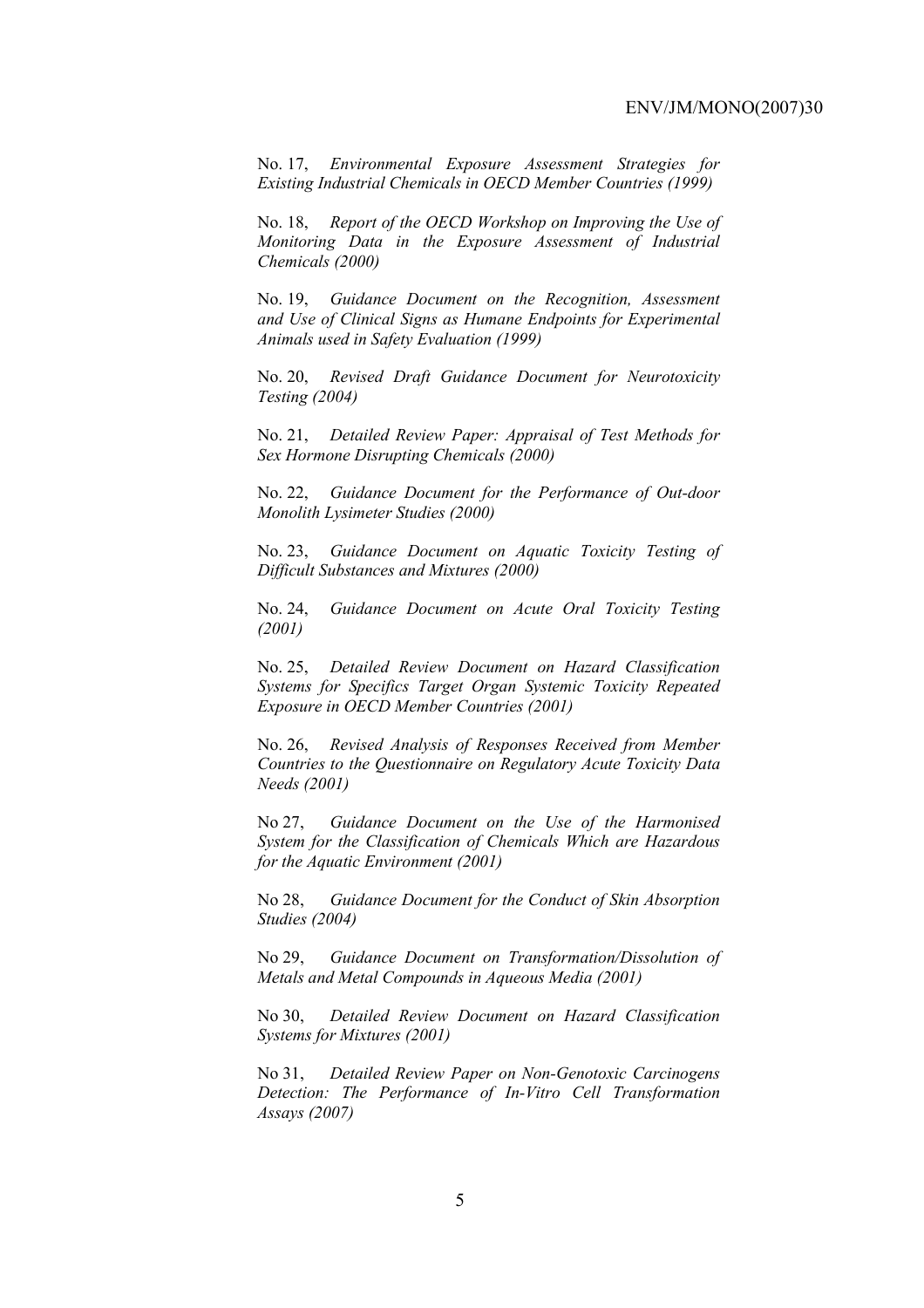No. 17, *Environmental Exposure Assessment Strategies for Existing Industrial Chemicals in OECD Member Countries (1999)*

No. 18, *Report of the OECD Workshop on Improving the Use of Monitoring Data in the Exposure Assessment of Industrial Chemicals (2000)*

No. 19, *Guidance Document on the Recognition, Assessment and Use of Clinical Signs as Humane Endpoints for Experimental Animals used in Safety Evaluation (1999)*

No. 20, *Revised Draft Guidance Document for Neurotoxicity Testing (2004)*

No. 21, *Detailed Review Paper: Appraisal of Test Methods for Sex Hormone Disrupting Chemicals (2000)*

No. 22, *Guidance Document for the Performance of Out-door Monolith Lysimeter Studies (2000)*

No. 23, *Guidance Document on Aquatic Toxicity Testing of Difficult Substances and Mixtures (2000)*

No. 24, *Guidance Document on Acute Oral Toxicity Testing (2001)*

No. 25, *Detailed Review Document on Hazard Classification Systems for Specifics Target Organ Systemic Toxicity Repeated Exposure in OECD Member Countries (2001)*

No. 26, *Revised Analysis of Responses Received from Member Countries to the Questionnaire on Regulatory Acute Toxicity Data Needs (2001)*

No 27, *Guidance Document on the Use of the Harmonised System for the Classification of Chemicals Which are Hazardous for the Aquatic Environment (2001)*

No 28, *Guidance Document for the Conduct of Skin Absorption Studies (2004)*

No 29, *Guidance Document on Transformation/Dissolution of Metals and Metal Compounds in Aqueous Media (2001)*

No 30, *Detailed Review Document on Hazard Classification Systems for Mixtures (2001)*

No 31, *Detailed Review Paper on Non-Genotoxic Carcinogens Detection: The Performance of In-Vitro Cell Transformation Assays (2007)*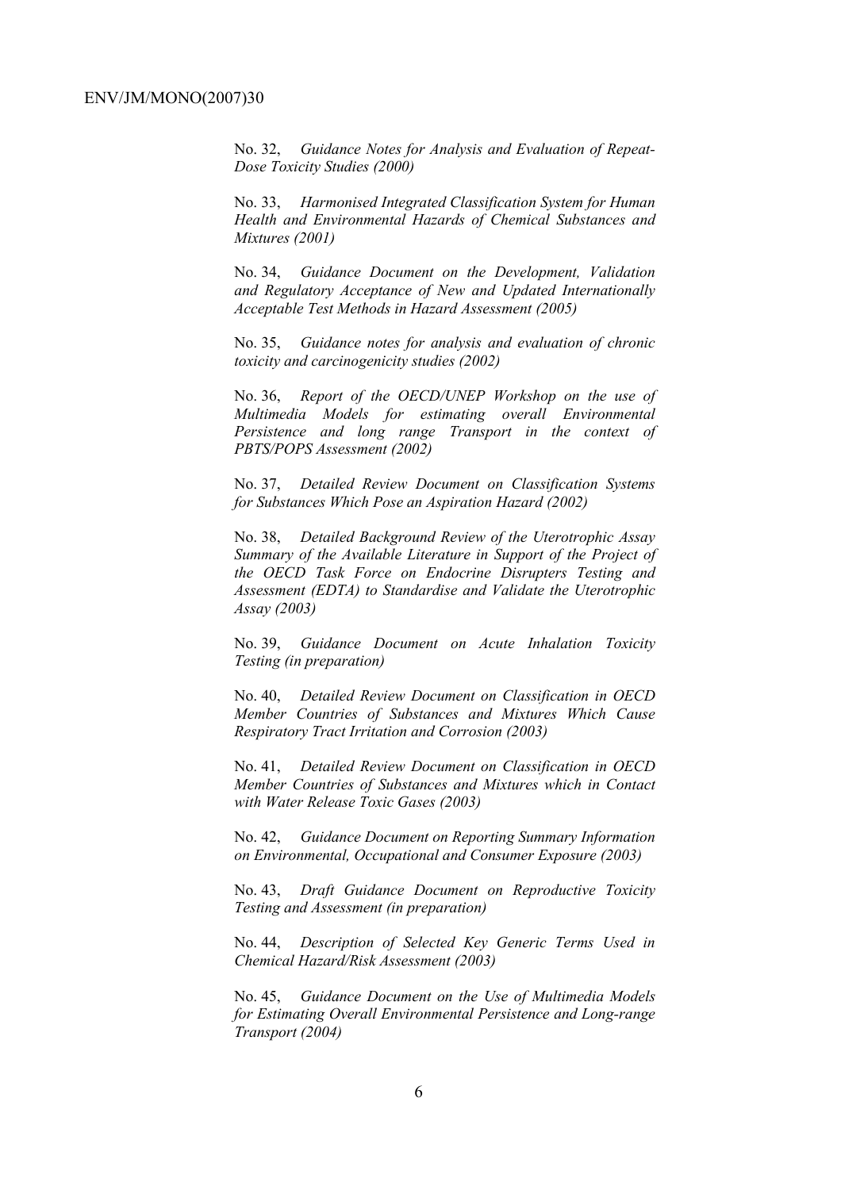No. 32, *Guidance Notes for Analysis and Evaluation of Repeat-Dose Toxicity Studies (2000)*

No. 33, *Harmonised Integrated Classification System for Human Health and Environmental Hazards of Chemical Substances and Mixtures (2001)*

No. 34, *Guidance Document on the Development, Validation and Regulatory Acceptance of New and Updated Internationally Acceptable Test Methods in Hazard Assessment (2005)*

No. 35, *Guidance notes for analysis and evaluation of chronic toxicity and carcinogenicity studies (2002)*

No. 36, *Report of the OECD/UNEP Workshop on the use of Multimedia Models for estimating overall Environmental Persistence and long range Transport in the context of PBTS/POPS Assessment (2002)*

No. 37, *Detailed Review Document on Classification Systems for Substances Which Pose an Aspiration Hazard (2002)*

No. 38, *Detailed Background Review of the Uterotrophic Assay Summary of the Available Literature in Support of the Project of the OECD Task Force on Endocrine Disrupters Testing and Assessment (EDTA) to Standardise and Validate the Uterotrophic Assay (2003)*

No. 39, *Guidance Document on Acute Inhalation Toxicity Testing (in preparation)*

No. 40, *Detailed Review Document on Classification in OECD Member Countries of Substances and Mixtures Which Cause Respiratory Tract Irritation and Corrosion (2003)*

No. 41, *Detailed Review Document on Classification in OECD Member Countries of Substances and Mixtures which in Contact with Water Release Toxic Gases (2003)*

No. 42, *Guidance Document on Reporting Summary Information on Environmental, Occupational and Consumer Exposure (2003)*

No. 43, *Draft Guidance Document on Reproductive Toxicity Testing and Assessment (in preparation)*

No. 44, *Description of Selected Key Generic Terms Used in Chemical Hazard/Risk Assessment (2003)*

No. 45, *Guidance Document on the Use of Multimedia Models for Estimating Overall Environmental Persistence and Long-range Transport (2004)*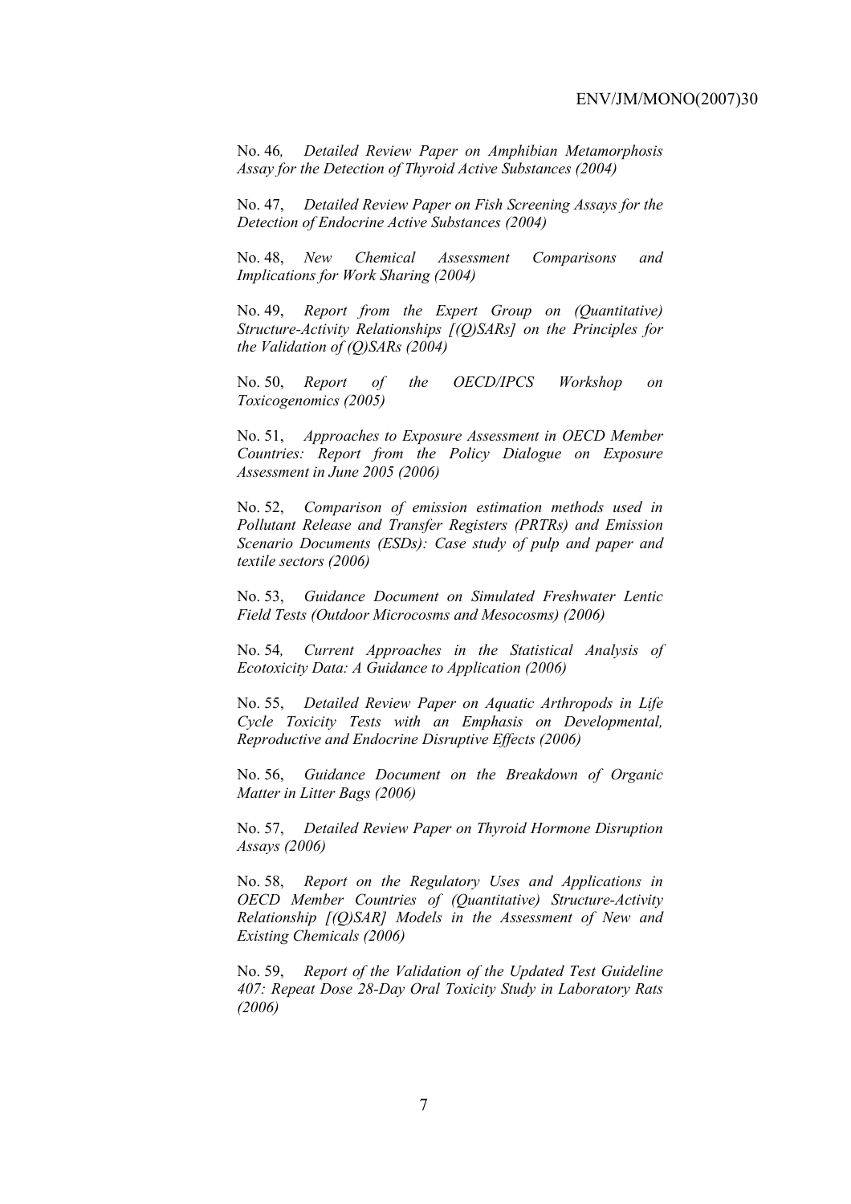No. 46*, Detailed Review Paper on Amphibian Metamorphosis Assay for the Detection of Thyroid Active Substances (2004)*

No. 47, *Detailed Review Paper on Fish Screening Assays for the Detection of Endocrine Active Substances (2004)*

No. 48, *New Chemical Assessment Comparisons and Implications for Work Sharing (2004)*

No. 49, *Report from the Expert Group on (Quantitative) Structure-Activity Relationships [(Q)SARs] on the Principles for the Validation of (Q)SARs (2004)*

No. 50, *Report of the OECD/IPCS Workshop on Toxicogenomics (2005)*

No. 51, *Approaches to Exposure Assessment in OECD Member Countries: Report from the Policy Dialogue on Exposure Assessment in June 2005 (2006)*

No. 52, *Comparison of emission estimation methods used in Pollutant Release and Transfer Registers (PRTRs) and Emission Scenario Documents (ESDs): Case study of pulp and paper and textile sectors (2006)*

No. 53, *Guidance Document on Simulated Freshwater Lentic Field Tests (Outdoor Microcosms and Mesocosms) (2006)*

No. 54*, Current Approaches in the Statistical Analysis of Ecotoxicity Data: A Guidance to Application (2006)*

No. 55, *Detailed Review Paper on Aquatic Arthropods in Life Cycle Toxicity Tests with an Emphasis on Developmental, Reproductive and Endocrine Disruptive Effects (2006)*

No. 56, *Guidance Document on the Breakdown of Organic Matter in Litter Bags (2006)*

No. 57, *Detailed Review Paper on Thyroid Hormone Disruption Assays (2006)*

No. 58, *Report on the Regulatory Uses and Applications in OECD Member Countries of (Quantitative) Structure-Activity Relationship [(Q)SAR] Models in the Assessment of New and Existing Chemicals (2006)*

No. 59, *Report of the Validation of the Updated Test Guideline 407: Repeat Dose 28-Day Oral Toxicity Study in Laboratory Rats (2006)*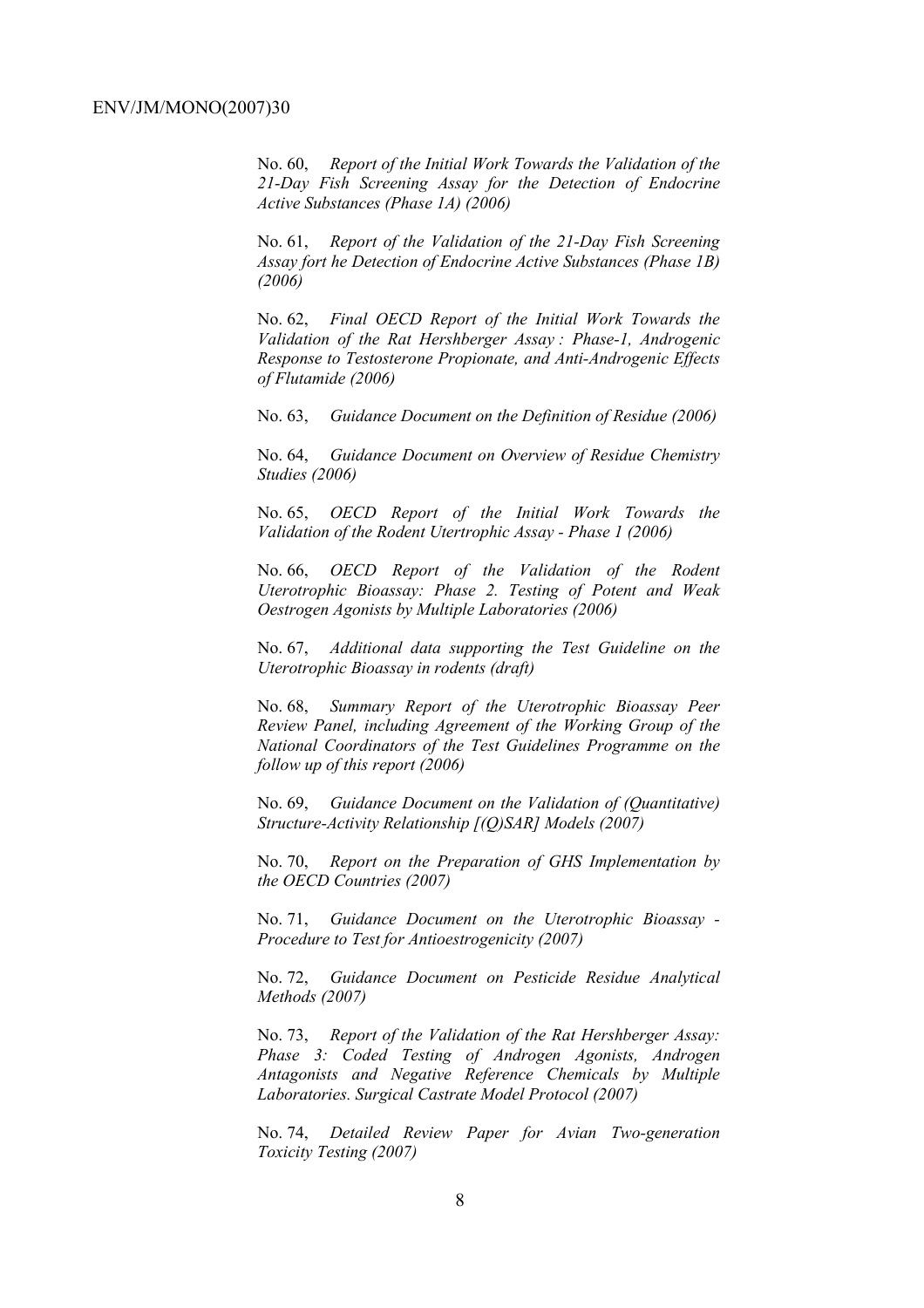No. 60, *Report of the Initial Work Towards the Validation of the 21-Day Fish Screening Assay for the Detection of Endocrine Active Substances (Phase 1A) (2006)*

No. 61, *Report of the Validation of the 21-Day Fish Screening Assay fort he Detection of Endocrine Active Substances (Phase 1B) (2006)*

No. 62, *Final OECD Report of the Initial Work Towards the Validation of the Rat Hershberger Assay : Phase-1, Androgenic Response to Testosterone Propionate, and Anti-Androgenic Effects of Flutamide (2006)*

No. 63, *Guidance Document on the Definition of Residue (2006)*

No. 64, *Guidance Document on Overview of Residue Chemistry Studies (2006)*

No. 65, *OECD Report of the Initial Work Towards the Validation of the Rodent Utertrophic Assay - Phase 1 (2006)*

No. 66, *OECD Report of the Validation of the Rodent Uterotrophic Bioassay: Phase 2. Testing of Potent and Weak Oestrogen Agonists by Multiple Laboratories (2006)*

No. 67, *Additional data supporting the Test Guideline on the Uterotrophic Bioassay in rodents (draft)*

No. 68, *Summary Report of the Uterotrophic Bioassay Peer Review Panel, including Agreement of the Working Group of the National Coordinators of the Test Guidelines Programme on the follow up of this report (2006)*

No. 69, *Guidance Document on the Validation of (Quantitative) Structure-Activity Relationship [(Q)SAR] Models (2007)*

No. 70, *Report on the Preparation of GHS Implementation by the OECD Countries (2007)*

No. 71, *Guidance Document on the Uterotrophic Bioassay - Procedure to Test for Antioestrogenicity (2007)*

No. 72, *Guidance Document on Pesticide Residue Analytical Methods (2007)*

No. 73, *Report of the Validation of the Rat Hershberger Assay: Phase 3: Coded Testing of Androgen Agonists, Androgen Antagonists and Negative Reference Chemicals by Multiple Laboratories. Surgical Castrate Model Protocol (2007)*

No. 74, *Detailed Review Paper for Avian Two-generation Toxicity Testing (2007)*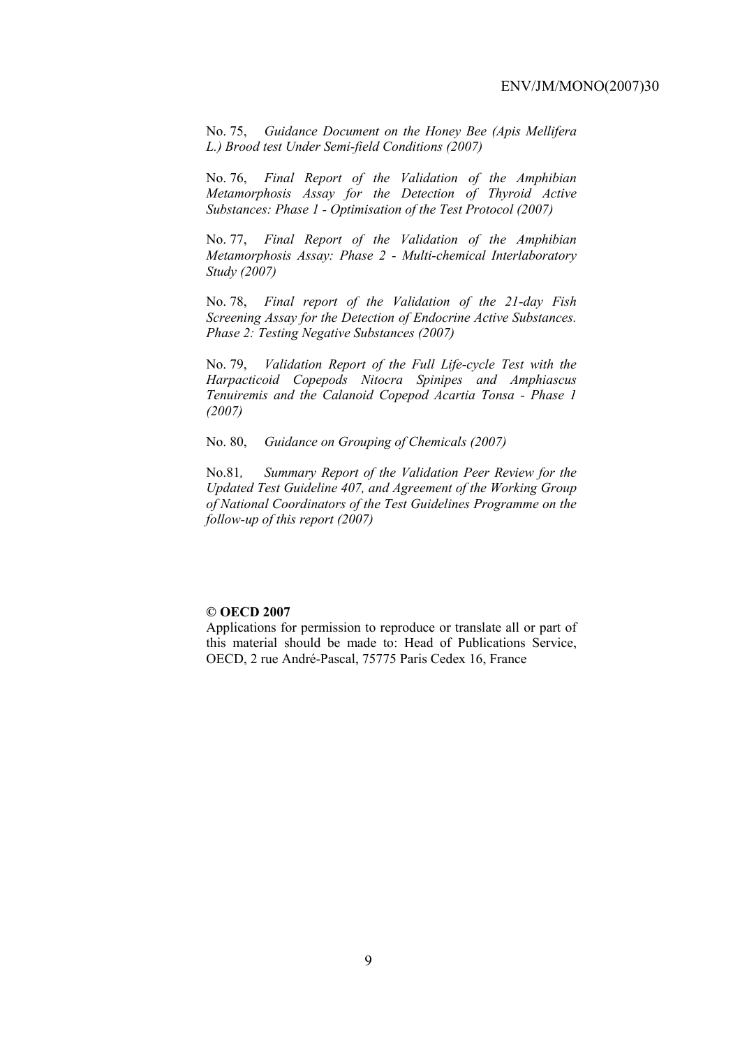No. 75, *Guidance Document on the Honey Bee (Apis Mellifera L.) Brood test Under Semi-field Conditions (2007)*

No. 76, *Final Report of the Validation of the Amphibian Metamorphosis Assay for the Detection of Thyroid Active Substances: Phase 1 - Optimisation of the Test Protocol (2007)*

No. 77, *Final Report of the Validation of the Amphibian Metamorphosis Assay: Phase 2 - Multi-chemical Interlaboratory Study (2007)*

No. 78, *Final report of the Validation of the 21-day Fish Screening Assay for the Detection of Endocrine Active Substances. Phase 2: Testing Negative Substances (2007)*

No. 79, *Validation Report of the Full Life-cycle Test with the Harpacticoid Copepods Nitocra Spinipes and Amphiascus Tenuiremis and the Calanoid Copepod Acartia Tonsa - Phase 1 (2007)*

No. 80, *Guidance on Grouping of Chemicals (2007)*

No.81, *Summary Report of the Validation Peer Review for the Updated Test Guideline 407, and Agreement of the Working Group of National Coordinators of the Test Guidelines Programme on the follow-up of this report (2007)*

**© OECD 2007**

Applications for permission to reproduce or translate all or part of this material should be made to: Head of Publications Service, OECD, 2 rue André-Pascal, 75775 Paris Cedex 16, France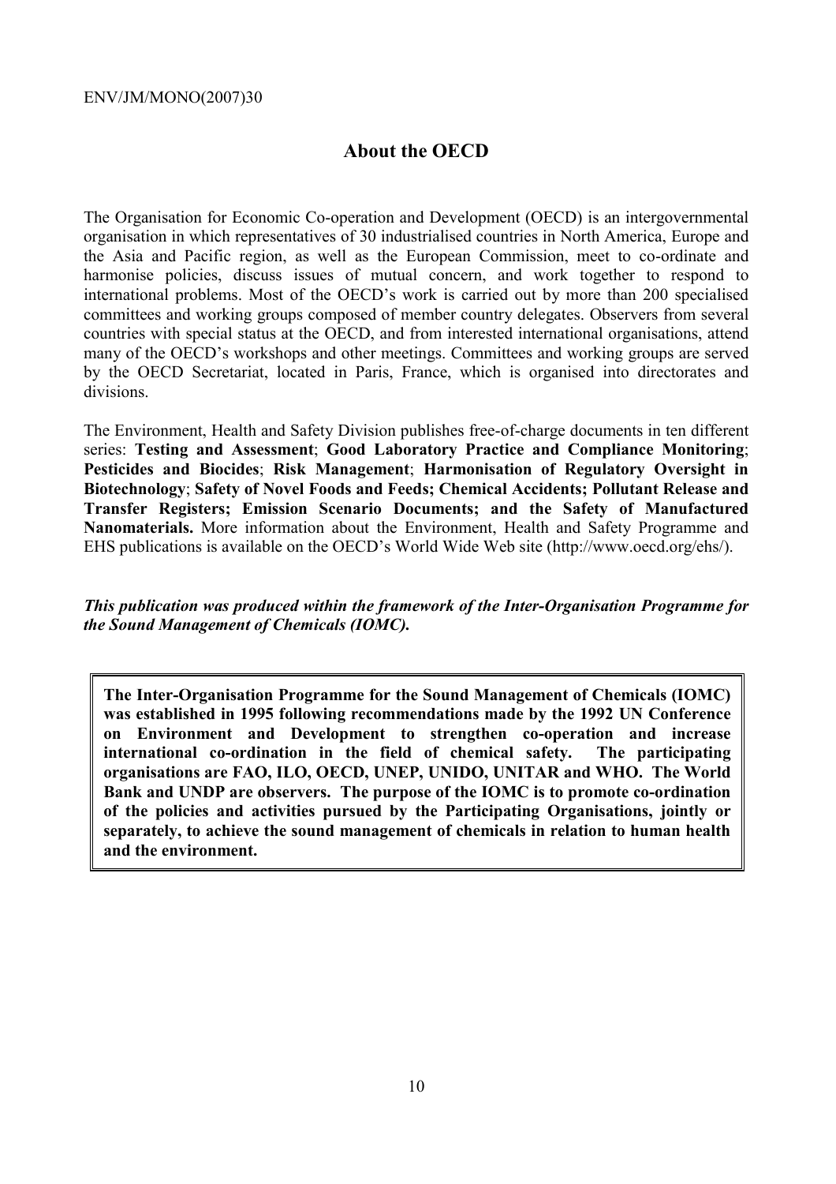# About the OECD

The Organisation for Economic Co-operation and Development (OECD) is an intergovernmental organisation in which representatives of 30 industrialised countries in North America, Europe and the Asia and Pacific region, as well as the European Commission, meet to co-ordinate and harmonise policies, discuss issues of mutual concern, and work together to respond to international problems. Most of the OECD's work is carried out by more than 200 specialised committees and working groups composed of member country delegates. Observers from several countries with special status at the OECD, and from interested international organisations, attend many of the OECD's workshops and other meetings. Committees and working groups are served by the OECD Secretariat, located in Paris, France, which is organised into directorates and divisions.

The Environment, Health and Safety Division publishes free-of-charge documents in ten different series: **Testing and Assessment**; **Good Laboratory Practice and Compliance Monitoring**; **Pesticides and Biocides**; **Risk Management**; **Harmonisation of Regulatory Oversight in Biotechnology**; **Safety of Novel Foods and Feeds; Chemical Accidents; Pollutant Release and Transfer Registers; Emission Scenario Documents; and the Safety of Manufactured Nanomaterials.** More information about the Environment, Health and Safety Programme and EHS publications is available on the OECD's World Wide Web site (http://www.oecd.org/ehs/).

***This publication was produced within the framework of the Inter-Organisation Programme for the Sound Management of Chemicals (IOMC).***

**The Inter-Organisation Programme for the Sound Management of Chemicals (IOMC) was established in 1995 following recommendations made by the 1992 UN Conference on Environment and Development to strengthen co-operation and increase international co-ordination in the field of chemical safety. The participating organisations are FAO, ILO, OECD, UNEP, UNIDO, UNITAR and WHO. The World Bank and UNDP are observers. The purpose of the IOMC is to promote co-ordination of the policies and activities pursued by the Participating Organisations, jointly or separately, to achieve the sound management of chemicals in relation to human health and the environment.**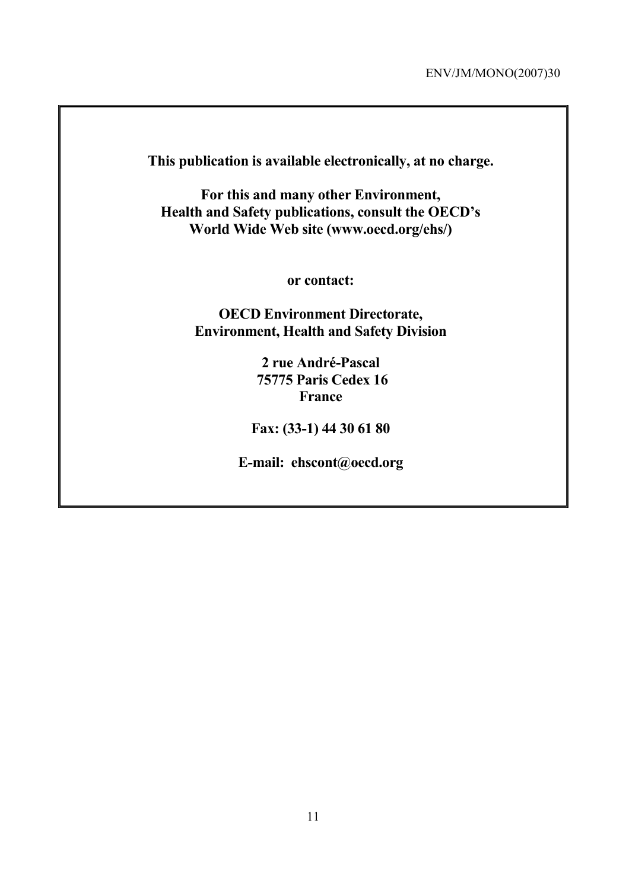**This publication is available electronically, at no charge.**

**For this and many other Environment, Health and Safety publications, consult the OECD's World Wide Web site (www.oecd.org/ehs/)**

**or contact:**

**OECD Environment Directorate, Environment, Health and Safety Division**

**2 rue André-Pascal**
**75775 Paris Cedex 16**
**France**

**Fax: (33-1) 44 30 61 80**

**E-mail: ehscont@oecd.org**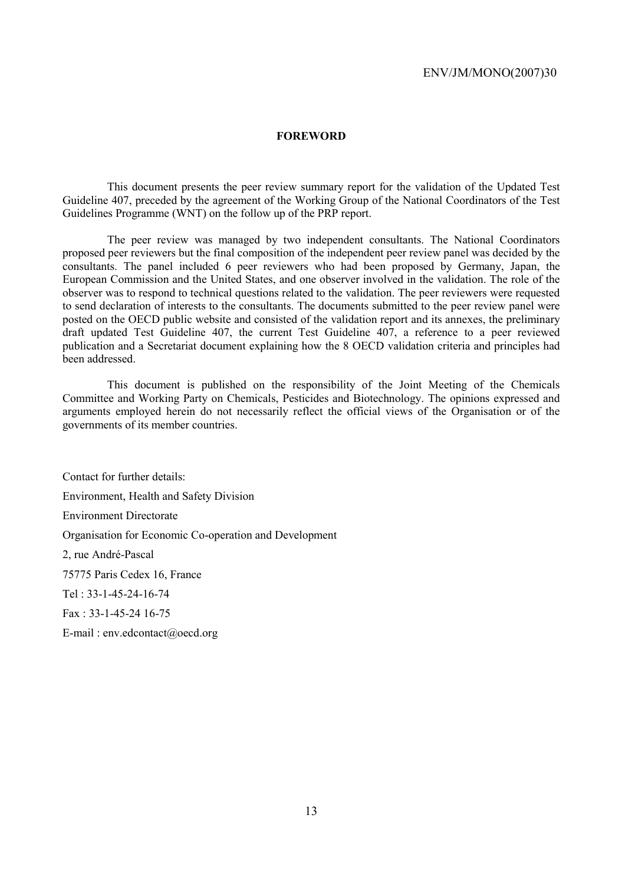## FOREWORD

This document presents the peer review summary report for the validation of the Updated Test Guideline 407, preceded by the agreement of the Working Group of the National Coordinators of the Test Guidelines Programme (WNT) on the follow up of the PRP report.

The peer review was managed by two independent consultants. The National Coordinators proposed peer reviewers but the final composition of the independent peer review panel was decided by the consultants. The panel included 6 peer reviewers who had been proposed by Germany, Japan, the European Commission and the United States, and one observer involved in the validation. The role of the observer was to respond to technical questions related to the validation. The peer reviewers were requested to send declaration of interests to the consultants. The documents submitted to the peer review panel were posted on the OECD public website and consisted of the validation report and its annexes, the preliminary draft updated Test Guideline 407, the current Test Guideline 407, a reference to a peer reviewed publication and a Secretariat document explaining how the 8 OECD validation criteria and principles had been addressed.

This document is published on the responsibility of the Joint Meeting of the Chemicals Committee and Working Party on Chemicals, Pesticides and Biotechnology. The opinions expressed and arguments employed herein do not necessarily reflect the official views of the Organisation or of the governments of its member countries.

Contact for further details:

Environment, Health and Safety Division

Environment Directorate

Organisation for Economic Co-operation and Development

2, rue André-Pascal

75775 Paris Cedex 16, France

Tel : 33-1-45-24-16-74

Fax : 33-1-45-24 16-75

E-mail : env.edcontact@oecd.org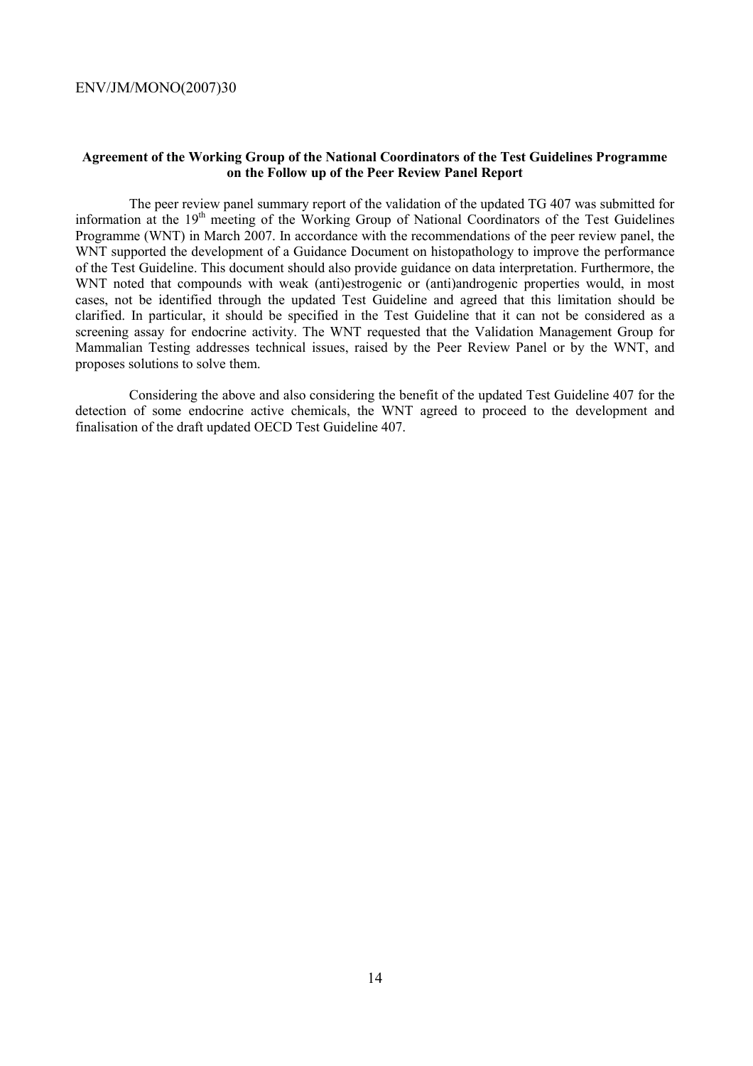**Agreement of the Working Group of the National Coordinators of the Test Guidelines Programme on the Follow up of the Peer Review Panel Report**

The peer review panel summary report of the validation of the updated TG 407 was submitted for information at the 19th meeting of the Working Group of National Coordinators of the Test Guidelines Programme (WNT) in March 2007. In accordance with the recommendations of the peer review panel, the WNT supported the development of a Guidance Document on histopathology to improve the performance of the Test Guideline. This document should also provide guidance on data interpretation. Furthermore, the WNT noted that compounds with weak (anti)estrogenic or (anti)androgenic properties would, in most cases, not be identified through the updated Test Guideline and agreed that this limitation should be clarified. In particular, it should be specified in the Test Guideline that it can not be considered as a screening assay for endocrine activity. The WNT requested that the Validation Management Group for Mammalian Testing addresses technical issues, raised by the Peer Review Panel or by the WNT, and proposes solutions to solve them.

Considering the above and also considering the benefit of the updated Test Guideline 407 for the detection of some endocrine active chemicals, the WNT agreed to proceed to the development and finalisation of the draft updated OECD Test Guideline 407.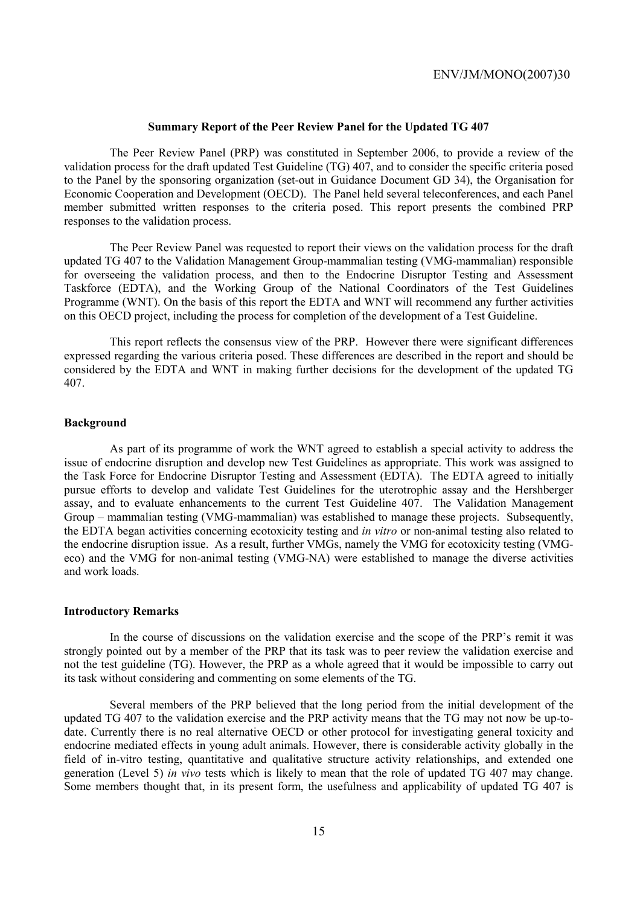## Summary Report of the Peer Review Panel for the Updated TG 407

The Peer Review Panel (PRP) was constituted in September 2006, to provide a review of the validation process for the draft updated Test Guideline (TG) 407, and to consider the specific criteria posed to the Panel by the sponsoring organization (set-out in Guidance Document GD 34), the Organisation for Economic Cooperation and Development (OECD). The Panel held several teleconferences, and each Panel member submitted written responses to the criteria posed. This report presents the combined PRP responses to the validation process.

The Peer Review Panel was requested to report their views on the validation process for the draft updated TG 407 to the Validation Management Group-mammalian testing (VMG-mammalian) responsible for overseeing the validation process, and then to the Endocrine Disruptor Testing and Assessment Taskforce (EDTA), and the Working Group of the National Coordinators of the Test Guidelines Programme (WNT). On the basis of this report the EDTA and WNT will recommend any further activities on this OECD project, including the process for completion of the development of a Test Guideline.

This report reflects the consensus view of the PRP. However there were significant differences expressed regarding the various criteria posed. These differences are described in the report and should be considered by the EDTA and WNT in making further decisions for the development of the updated TG 407.

### Background

As part of its programme of work the WNT agreed to establish a special activity to address the issue of endocrine disruption and develop new Test Guidelines as appropriate. This work was assigned to the Task Force for Endocrine Disruptor Testing and Assessment (EDTA). The EDTA agreed to initially pursue efforts to develop and validate Test Guidelines for the uterotrophic assay and the Hershberger assay, and to evaluate enhancements to the current Test Guideline 407. The Validation Management Group – mammalian testing (VMG-mammalian) was established to manage these projects. Subsequently, the EDTA began activities concerning ecotoxicity testing and *in vitro* or non-animal testing also related to the endocrine disruption issue. As a result, further VMGs, namely the VMG for ecotoxicity testing (VMG-eco) and the VMG for non-animal testing (VMG-NA) were established to manage the diverse activities and work loads.

### Introductory Remarks

In the course of discussions on the validation exercise and the scope of the PRP's remit it was strongly pointed out by a member of the PRP that its task was to peer review the validation exercise and not the test guideline (TG). However, the PRP as a whole agreed that it would be impossible to carry out its task without considering and commenting on some elements of the TG.

Several members of the PRP believed that the long period from the initial development of the updated TG 407 to the validation exercise and the PRP activity means that the TG may not now be up-to-date. Currently there is no real alternative OECD or other protocol for investigating general toxicity and endocrine mediated effects in young adult animals. However, there is considerable activity globally in the field of in-vitro testing, quantitative and qualitative structure activity relationships, and extended one generation (Level 5) *in vivo* tests which is likely to mean that the role of updated TG 407 may change. Some members thought that, in its present form, the usefulness and applicability of updated TG 407 is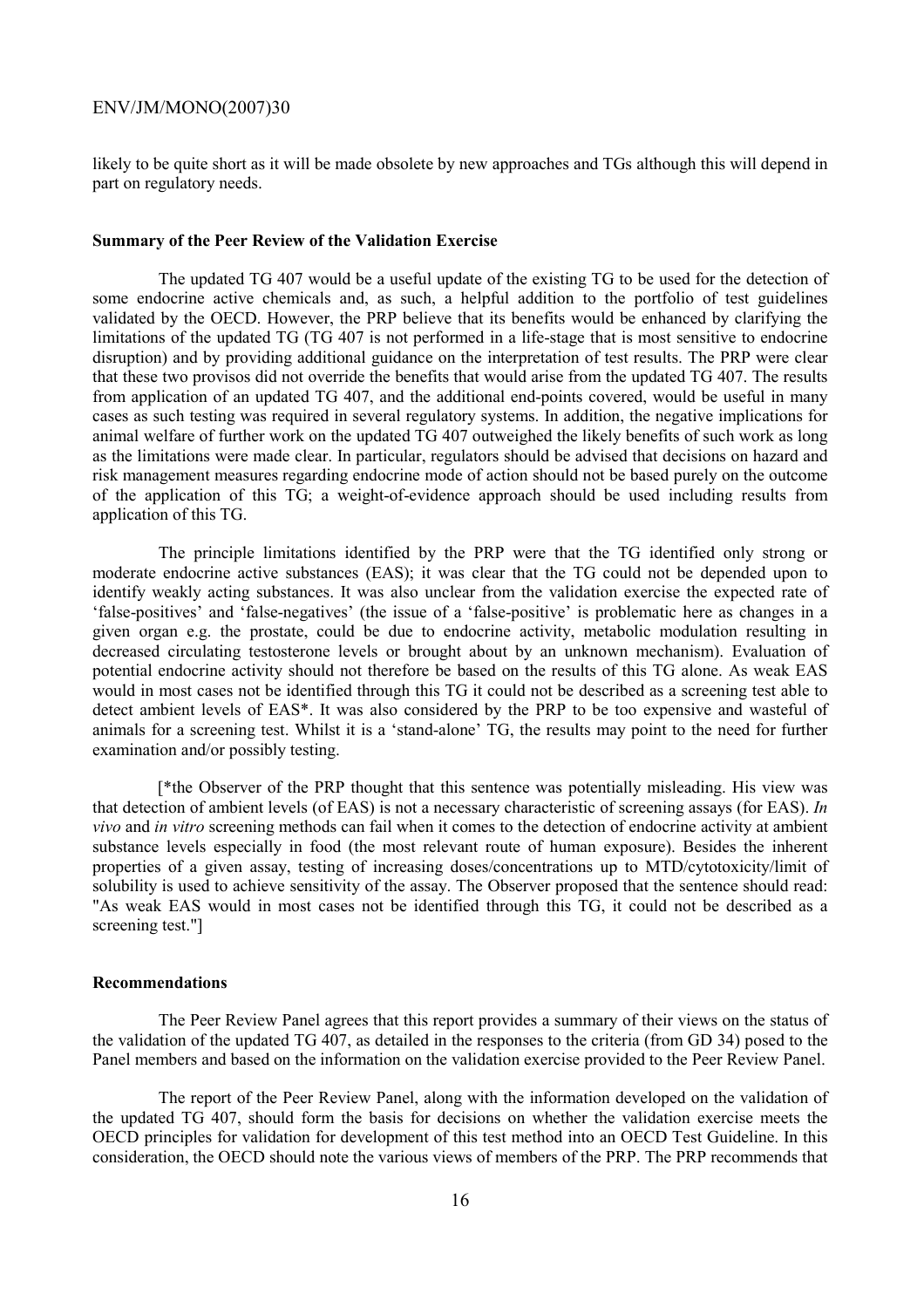likely to be quite short as it will be made obsolete by new approaches and TGs although this will depend in part on regulatory needs.

### Summary of the Peer Review of the Validation Exercise

The updated TG 407 would be a useful update of the existing TG to be used for the detection of some endocrine active chemicals and, as such, a helpful addition to the portfolio of test guidelines validated by the OECD. However, the PRP believe that its benefits would be enhanced by clarifying the limitations of the updated TG (TG 407 is not performed in a life-stage that is most sensitive to endocrine disruption) and by providing additional guidance on the interpretation of test results. The PRP were clear that these two provisos did not override the benefits that would arise from the updated TG 407. The results from application of an updated TG 407, and the additional end-points covered, would be useful in many cases as such testing was required in several regulatory systems. In addition, the negative implications for animal welfare of further work on the updated TG 407 outweighed the likely benefits of such work as long as the limitations were made clear. In particular, regulators should be advised that decisions on hazard and risk management measures regarding endocrine mode of action should not be based purely on the outcome of the application of this TG; a weight-of-evidence approach should be used including results from application of this TG.

The principle limitations identified by the PRP were that the TG identified only strong or moderate endocrine active substances (EAS); it was clear that the TG could not be depended upon to identify weakly acting substances. It was also unclear from the validation exercise the expected rate of 'false-positives' and 'false-negatives' (the issue of a 'false-positive' is problematic here as changes in a given organ e.g. the prostate, could be due to endocrine activity, metabolic modulation resulting in decreased circulating testosterone levels or brought about by an unknown mechanism). Evaluation of potential endocrine activity should not therefore be based on the results of this TG alone. As weak EAS would in most cases not be identified through this TG it could not be described as a screening test able to detect ambient levels of EAS*. It was also considered by the PRP to be too expensive and wasteful of animals for a screening test. Whilst it is a 'stand-alone' TG, the results may point to the need for further examination and/or possibly testing.

[*the Observer of the PRP thought that this sentence was potentially misleading. His view was that detection of ambient levels (of EAS) is not a necessary characteristic of screening assays (for EAS). *In vivo* and *in vitro* screening methods can fail when it comes to the detection of endocrine activity at ambient substance levels especially in food (the most relevant route of human exposure). Besides the inherent properties of a given assay, testing of increasing doses/concentrations up to MTD/cytotoxicity/limit of solubility is used to achieve sensitivity of the assay. The Observer proposed that the sentence should read: "As weak EAS would in most cases not be identified through this TG, it could not be described as a screening test."]

### Recommendations

The Peer Review Panel agrees that this report provides a summary of their views on the status of the validation of the updated TG 407, as detailed in the responses to the criteria (from GD 34) posed to the Panel members and based on the information on the validation exercise provided to the Peer Review Panel.

The report of the Peer Review Panel, along with the information developed on the validation of the updated TG 407, should form the basis for decisions on whether the validation exercise meets the OECD principles for validation for development of this test method into an OECD Test Guideline. In this consideration, the OECD should note the various views of members of the PRP. The PRP recommends that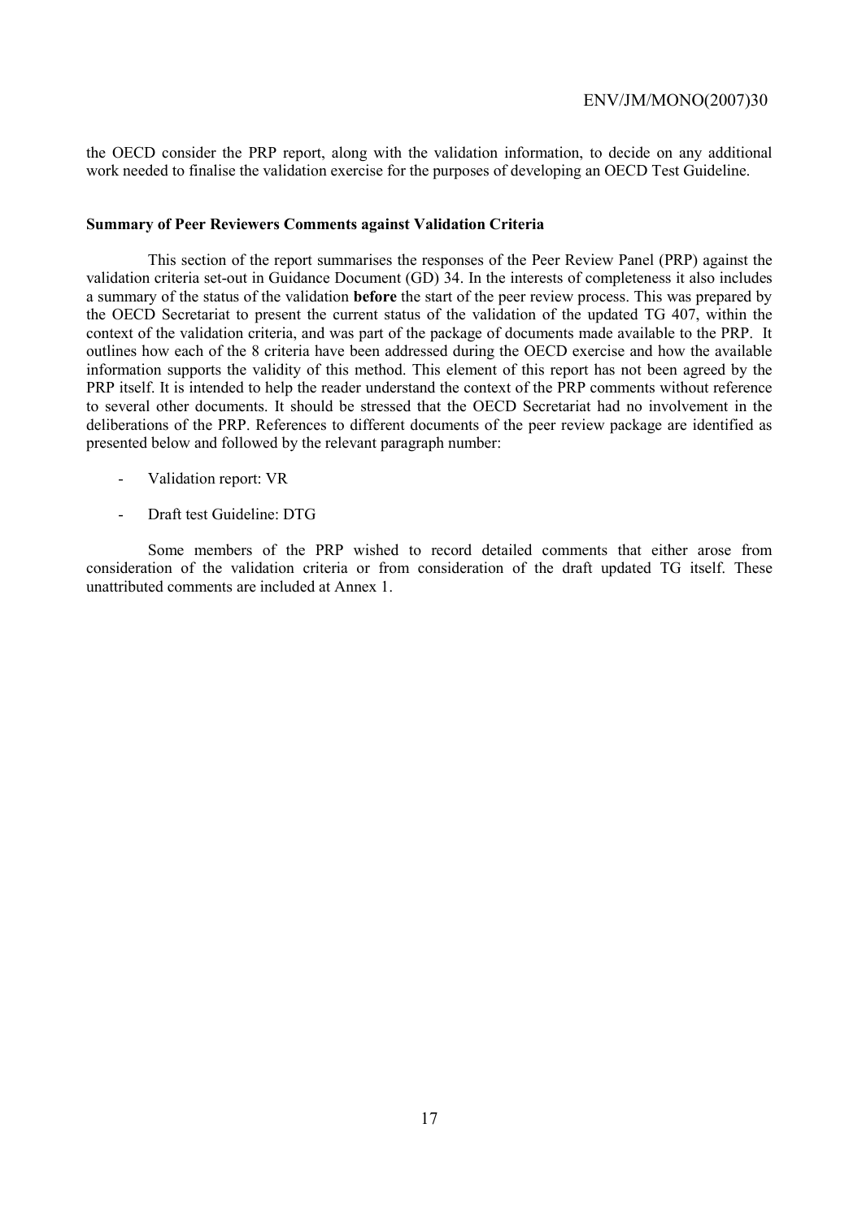the OECD consider the PRP report, along with the validation information, to decide on any additional work needed to finalise the validation exercise for the purposes of developing an OECD Test Guideline.

**Summary of Peer Reviewers Comments against Validation Criteria**

This section of the report summarises the responses of the Peer Review Panel (PRP) against the validation criteria set-out in Guidance Document (GD) 34. In the interests of completeness it also includes a summary of the status of the validation **before** the start of the peer review process. This was prepared by the OECD Secretariat to present the current status of the validation of the updated TG 407, within the context of the validation criteria, and was part of the package of documents made available to the PRP. It outlines how each of the 8 criteria have been addressed during the OECD exercise and how the available information supports the validity of this method. This element of this report has not been agreed by the PRP itself. It is intended to help the reader understand the context of the PRP comments without reference to several other documents. It should be stressed that the OECD Secretariat had no involvement in the deliberations of the PRP. References to different documents of the peer review package are identified as presented below and followed by the relevant paragraph number:

- Validation report: VR
- Draft test Guideline: DTG

Some members of the PRP wished to record detailed comments that either arose from consideration of the validation criteria or from consideration of the draft updated TG itself. These unattributed comments are included at Annex 1.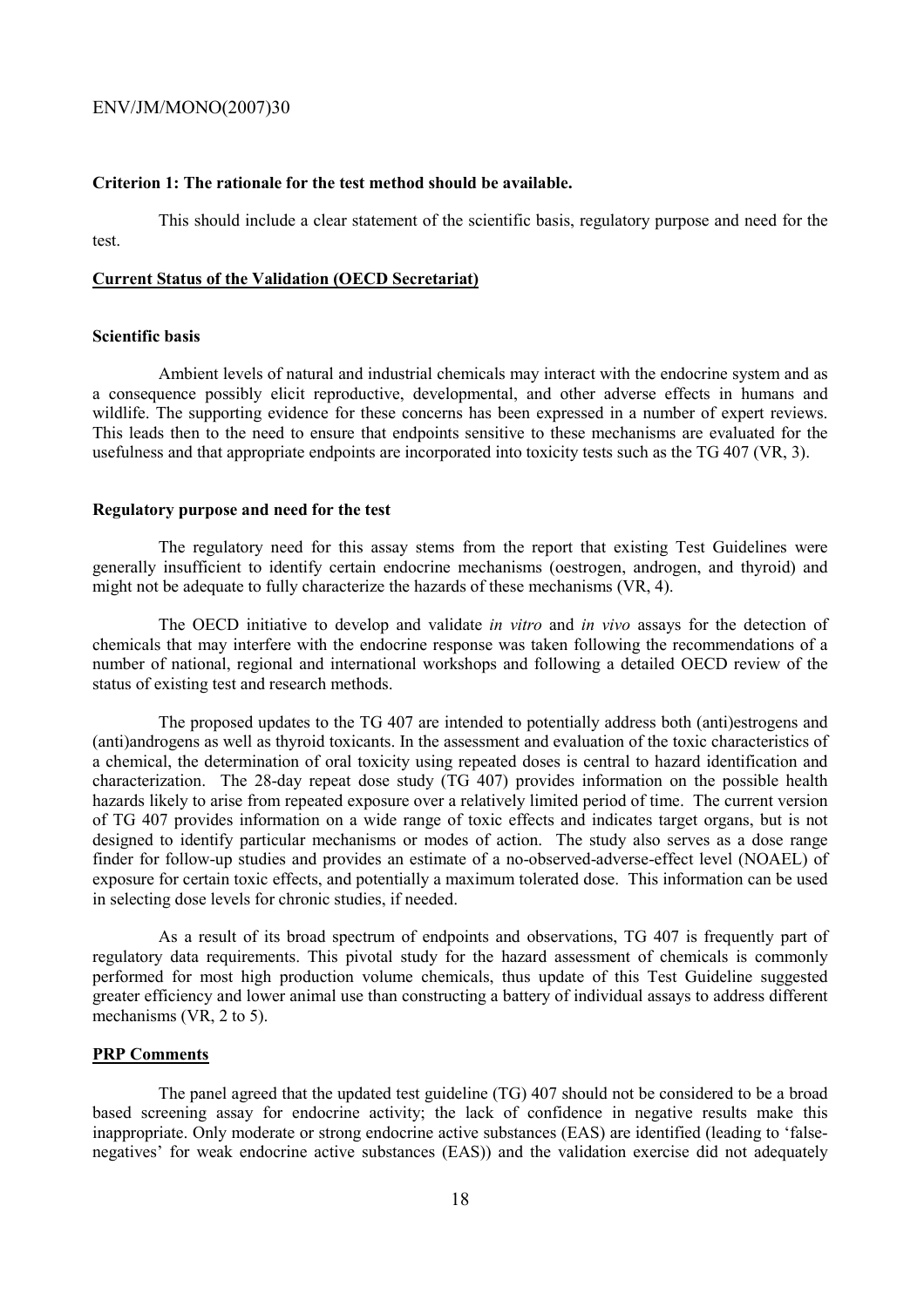### Criterion 1: The rationale for the test method should be available.

This should include a clear statement of the scientific basis, regulatory purpose and need for the test.

### Current Status of the Validation (OECD Secretariat)

#### Scientific basis

Ambient levels of natural and industrial chemicals may interact with the endocrine system and as a consequence possibly elicit reproductive, developmental, and other adverse effects in humans and wildlife. The supporting evidence for these concerns has been expressed in a number of expert reviews. This leads then to the need to ensure that endpoints sensitive to these mechanisms are evaluated for the usefulness and that appropriate endpoints are incorporated into toxicity tests such as the TG 407 (VR, 3).

#### Regulatory purpose and need for the test

The regulatory need for this assay stems from the report that existing Test Guidelines were generally insufficient to identify certain endocrine mechanisms (oestrogen, androgen, and thyroid) and might not be adequate to fully characterize the hazards of these mechanisms (VR, 4).

The OECD initiative to develop and validate *in vitro* and *in vivo* assays for the detection of chemicals that may interfere with the endocrine response was taken following the recommendations of a number of national, regional and international workshops and following a detailed OECD review of the status of existing test and research methods.

The proposed updates to the TG 407 are intended to potentially address both (anti)estrogens and (anti)androgens as well as thyroid toxicants. In the assessment and evaluation of the toxic characteristics of a chemical, the determination of oral toxicity using repeated doses is central to hazard identification and characterization. The 28-day repeat dose study (TG 407) provides information on the possible health hazards likely to arise from repeated exposure over a relatively limited period of time. The current version of TG 407 provides information on a wide range of toxic effects and indicates target organs, but is not designed to identify particular mechanisms or modes of action. The study also serves as a dose range finder for follow-up studies and provides an estimate of a no-observed-adverse-effect level (NOAEL) of exposure for certain toxic effects, and potentially a maximum tolerated dose. This information can be used in selecting dose levels for chronic studies, if needed.

As a result of its broad spectrum of endpoints and observations, TG 407 is frequently part of regulatory data requirements. This pivotal study for the hazard assessment of chemicals is commonly performed for most high production volume chemicals, thus update of this Test Guideline suggested greater efficiency and lower animal use than constructing a battery of individual assays to address different mechanisms (VR, 2 to 5).

### PRP Comments

The panel agreed that the updated test guideline (TG) 407 should not be considered to be a broad based screening assay for endocrine activity; the lack of confidence in negative results make this inappropriate. Only moderate or strong endocrine active substances (EAS) are identified (leading to 'false-negatives' for weak endocrine active substances (EAS)) and the validation exercise did not adequately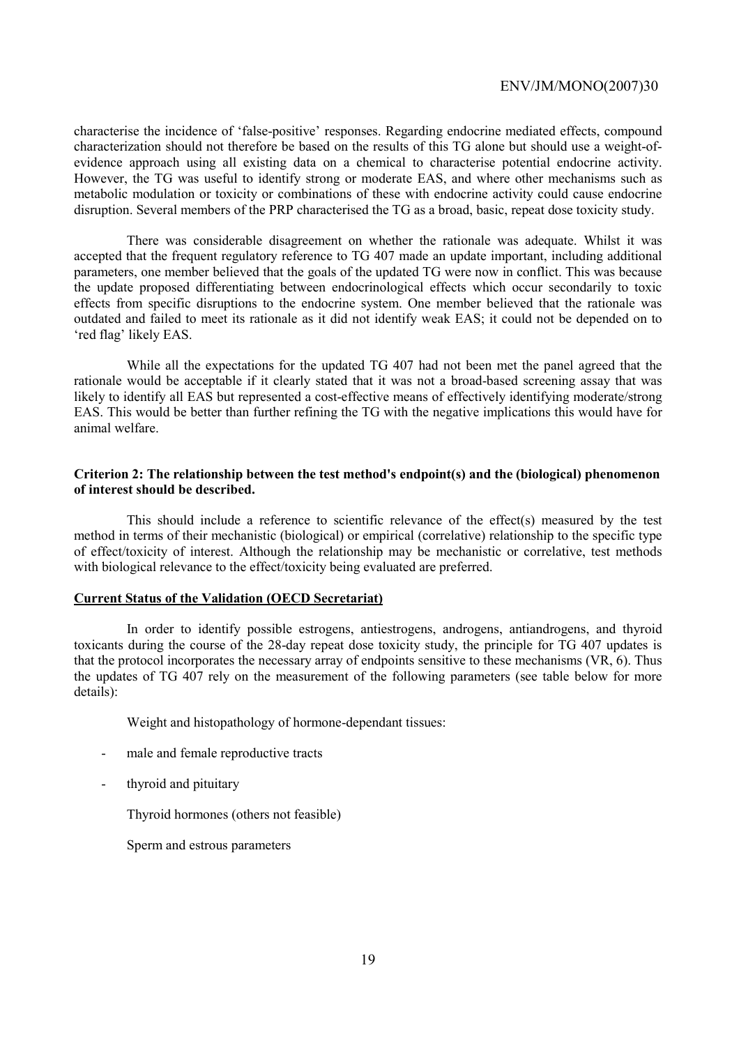characterise the incidence of 'false-positive' responses. Regarding endocrine mediated effects, compound characterization should not therefore be based on the results of this TG alone but should use a weight-of-evidence approach using all existing data on a chemical to characterise potential endocrine activity. However, the TG was useful to identify strong or moderate EAS, and where other mechanisms such as metabolic modulation or toxicity or combinations of these with endocrine activity could cause endocrine disruption. Several members of the PRP characterised the TG as a broad, basic, repeat dose toxicity study.

There was considerable disagreement on whether the rationale was adequate. Whilst it was accepted that the frequent regulatory reference to TG 407 made an update important, including additional parameters, one member believed that the goals of the updated TG were now in conflict. This was because the update proposed differentiating between endocrinological effects which occur secondarily to toxic effects from specific disruptions to the endocrine system. One member believed that the rationale was outdated and failed to meet its rationale as it did not identify weak EAS; it could not be depended on to 'red flag' likely EAS.

While all the expectations for the updated TG 407 had not been met the panel agreed that the rationale would be acceptable if it clearly stated that it was not a broad-based screening assay that was likely to identify all EAS but represented a cost-effective means of effectively identifying moderate/strong EAS. This would be better than further refining the TG with the negative implications this would have for animal welfare.

**Criterion 2: The relationship between the test method's endpoint(s) and the (biological) phenomenon of interest should be described.**

This should include a reference to scientific relevance of the effect(s) measured by the test method in terms of their mechanistic (biological) or empirical (correlative) relationship to the specific type of effect/toxicity of interest. Although the relationship may be mechanistic or correlative, test methods with biological relevance to the effect/toxicity being evaluated are preferred.

**Current Status of the Validation (OECD Secretariat)**

In order to identify possible estrogens, antiestrogens, androgens, antiandrogens, and thyroid toxicants during the course of the 28-day repeat dose toxicity study, the principle for TG 407 updates is that the protocol incorporates the necessary array of endpoints sensitive to these mechanisms (VR, 6). Thus the updates of TG 407 rely on the measurement of the following parameters (see table below for more details):

Weight and histopathology of hormone-dependant tissues:

- male and female reproductive tracts
- thyroid and pituitary

Thyroid hormones (others not feasible)

Sperm and estrous parameters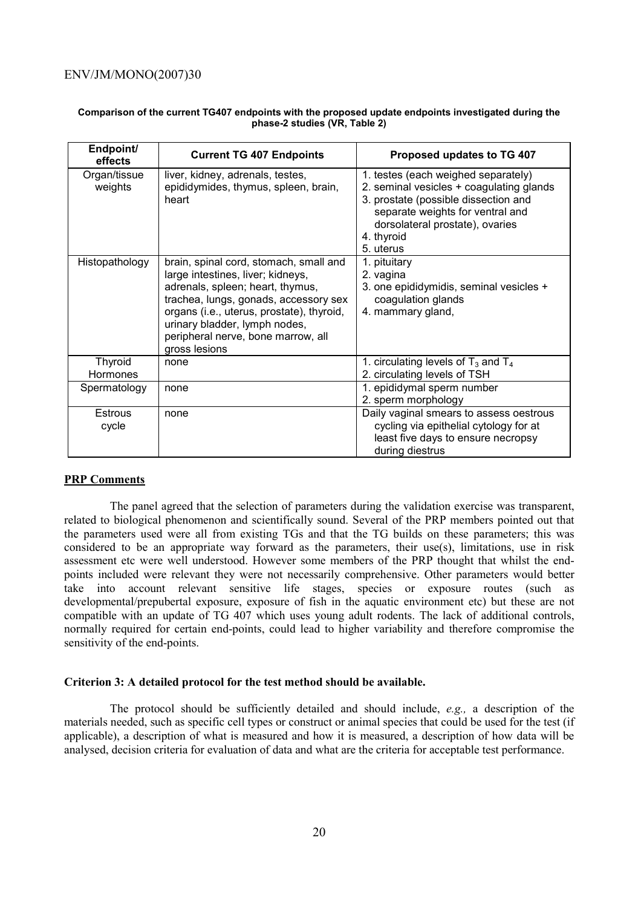**Comparison of the current TG407 endpoints with the proposed update endpoints investigated during the phase-2 studies (VR, Table 2)**

| Endpoint/ effects | Current TG 407 Endpoints | Proposed updates to TG 407 |
|---|---|---|
| Organ/tissue weights | liver, kidney, adrenals, testes, epididymides, thymus, spleen, brain, heart | 1. testes (each weighed separately)<br>2. seminal vesicles + coagulating glands<br>3. prostate (possible dissection and separate weights for ventral and dorsolateral prostate), ovaries<br>4. thyroid<br>5. uterus |
| Histopathology | brain, spinal cord, stomach, small and large intestines, liver; kidneys, adrenals, spleen; heart, thymus, trachea, lungs, gonads, accessory sex organs (i.e., uterus, prostate), thyroid, urinary bladder, lymph nodes, peripheral nerve, bone marrow, all gross lesions | 1. pituitary<br>2. vagina<br>3. one epididymidis, seminal vesicles + coagulation glands<br>4. mammary gland, |
| Thyroid Hormones | none | 1. circulating levels of $T_3$ and $T_4$<br>2. circulating levels of TSH |
| Spermatology | none | 1. epididymal sperm number<br>2. sperm morphology |
| Estrous cycle | none | Daily vaginal smears to assess oestrous cycling via epithelial cytology for at least five days to ensure necropsy during diestrus |

**PRP Comments**

The panel agreed that the selection of parameters during the validation exercise was transparent, related to biological phenomenon and scientifically sound. Several of the PRP members pointed out that the parameters used were all from existing TGs and that the TG builds on these parameters; this was considered to be an appropriate way forward as the parameters, their use(s), limitations, use in risk assessment etc were well understood. However some members of the PRP thought that whilst the end-points included were relevant they were not necessarily comprehensive. Other parameters would better take into account relevant sensitive life stages, species or exposure routes (such as developmental/prepubertal exposure, exposure of fish in the aquatic environment etc) but these are not compatible with an update of TG 407 which uses young adult rodents. The lack of additional controls, normally required for certain end-points, could lead to higher variability and therefore compromise the sensitivity of the end-points.

**Criterion 3: A detailed protocol for the test method should be available.**

The protocol should be sufficiently detailed and should include, *e.g.,* a description of the materials needed, such as specific cell types or construct or animal species that could be used for the test (if applicable), a description of what is measured and how it is measured, a description of how data will be analysed, decision criteria for evaluation of data and what are the criteria for acceptable test performance.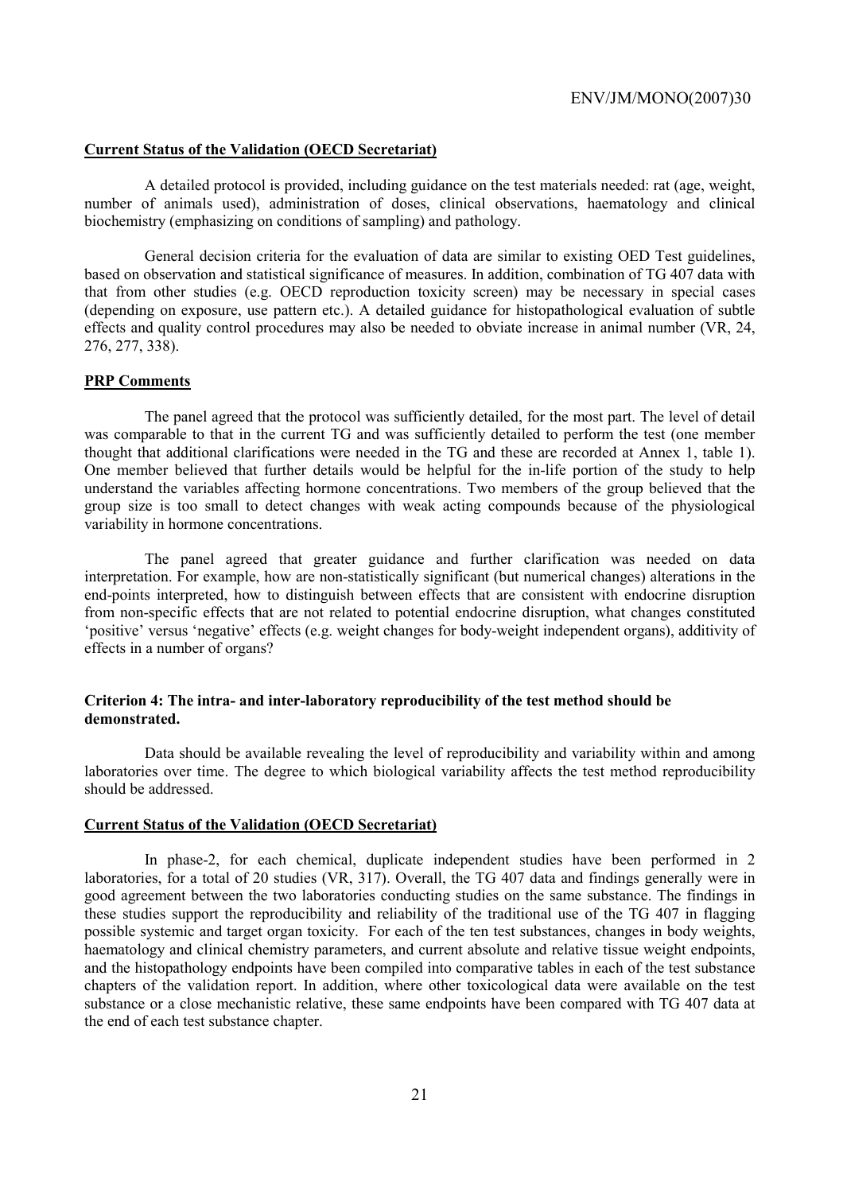**Current Status of the Validation (OECD Secretariat)**

A detailed protocol is provided, including guidance on the test materials needed: rat (age, weight, number of animals used), administration of doses, clinical observations, haematology and clinical biochemistry (emphasizing on conditions of sampling) and pathology.

General decision criteria for the evaluation of data are similar to existing OED Test guidelines, based on observation and statistical significance of measures. In addition, combination of TG 407 data with that from other studies (e.g. OECD reproduction toxicity screen) may be necessary in special cases (depending on exposure, use pattern etc.). A detailed guidance for histopathological evaluation of subtle effects and quality control procedures may also be needed to obviate increase in animal number (VR, 24, 276, 277, 338).

**PRP Comments**

The panel agreed that the protocol was sufficiently detailed, for the most part. The level of detail was comparable to that in the current TG and was sufficiently detailed to perform the test (one member thought that additional clarifications were needed in the TG and these are recorded at Annex 1, table 1). One member believed that further details would be helpful for the in-life portion of the study to help understand the variables affecting hormone concentrations. Two members of the group believed that the group size is too small to detect changes with weak acting compounds because of the physiological variability in hormone concentrations.

The panel agreed that greater guidance and further clarification was needed on data interpretation. For example, how are non-statistically significant (but numerical changes) alterations in the end-points interpreted, how to distinguish between effects that are consistent with endocrine disruption from non-specific effects that are not related to potential endocrine disruption, what changes constituted 'positive' versus 'negative' effects (e.g. weight changes for body-weight independent organs), additivity of effects in a number of organs?

**Criterion 4: The intra- and inter-laboratory reproducibility of the test method should be demonstrated.**

Data should be available revealing the level of reproducibility and variability within and among laboratories over time. The degree to which biological variability affects the test method reproducibility should be addressed.

**Current Status of the Validation (OECD Secretariat)**

In phase-2, for each chemical, duplicate independent studies have been performed in 2 laboratories, for a total of 20 studies (VR, 317). Overall, the TG 407 data and findings generally were in good agreement between the two laboratories conducting studies on the same substance. The findings in these studies support the reproducibility and reliability of the traditional use of the TG 407 in flagging possible systemic and target organ toxicity. For each of the ten test substances, changes in body weights, haematology and clinical chemistry parameters, and current absolute and relative tissue weight endpoints, and the histopathology endpoints have been compiled into comparative tables in each of the test substance chapters of the validation report. In addition, where other toxicological data were available on the test substance or a close mechanistic relative, these same endpoints have been compared with TG 407 data at the end of each test substance chapter.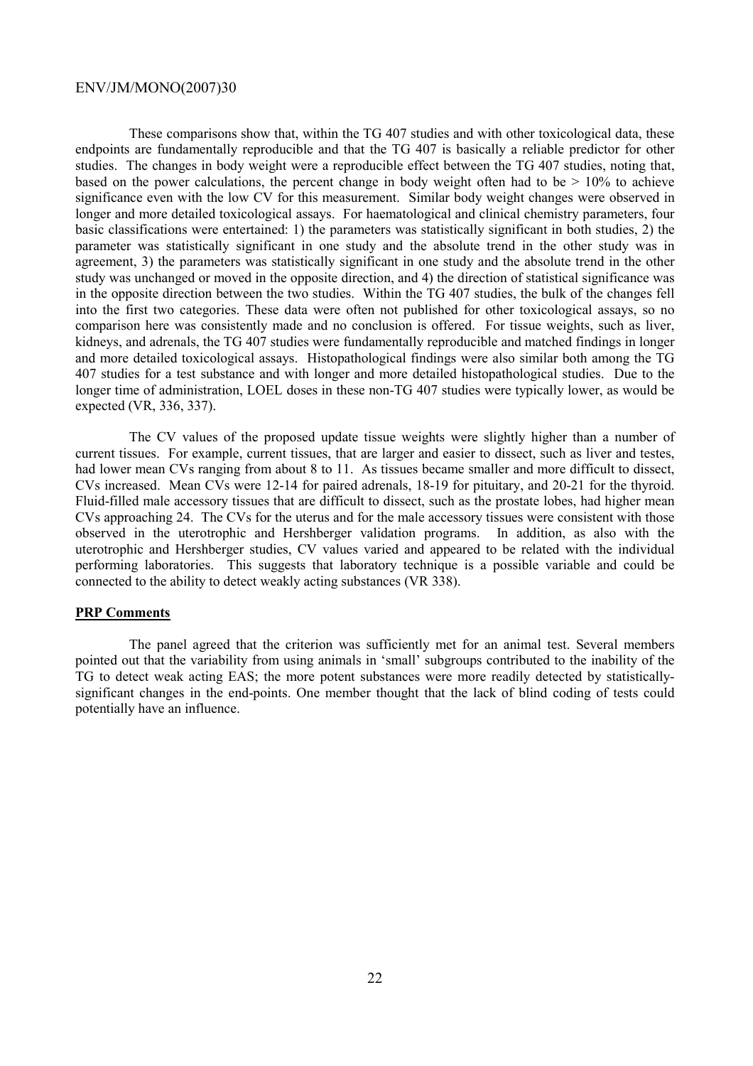These comparisons show that, within the TG 407 studies and with other toxicological data, these endpoints are fundamentally reproducible and that the TG 407 is basically a reliable predictor for other studies. The changes in body weight were a reproducible effect between the TG 407 studies, noting that, based on the power calculations, the percent change in body weight often had to be > 10% to achieve significance even with the low CV for this measurement. Similar body weight changes were observed in longer and more detailed toxicological assays. For haematological and clinical chemistry parameters, four basic classifications were entertained: 1) the parameters was statistically significant in both studies, 2) the parameter was statistically significant in one study and the absolute trend in the other study was in agreement, 3) the parameters was statistically significant in one study and the absolute trend in the other study was unchanged or moved in the opposite direction, and 4) the direction of statistical significance was in the opposite direction between the two studies. Within the TG 407 studies, the bulk of the changes fell into the first two categories. These data were often not published for other toxicological assays, so no comparison here was consistently made and no conclusion is offered. For tissue weights, such as liver, kidneys, and adrenals, the TG 407 studies were fundamentally reproducible and matched findings in longer and more detailed toxicological assays. Histopathological findings were also similar both among the TG 407 studies for a test substance and with longer and more detailed histopathological studies. Due to the longer time of administration, LOEL doses in these non-TG 407 studies were typically lower, as would be expected (VR, 336, 337).

The CV values of the proposed update tissue weights were slightly higher than a number of current tissues. For example, current tissues, that are larger and easier to dissect, such as liver and testes, had lower mean CVs ranging from about 8 to 11. As tissues became smaller and more difficult to dissect, CVs increased. Mean CVs were 12-14 for paired adrenals, 18-19 for pituitary, and 20-21 for the thyroid. Fluid-filled male accessory tissues that are difficult to dissect, such as the prostate lobes, had higher mean CVs approaching 24. The CVs for the uterus and for the male accessory tissues were consistent with those observed in the uterotrophic and Hershberger validation programs. In addition, as also with the uterotrophic and Hershberger studies, CV values varied and appeared to be related with the individual performing laboratories. This suggests that laboratory technique is a possible variable and could be connected to the ability to detect weakly acting substances (VR 338).

**PRP Comments**

The panel agreed that the criterion was sufficiently met for an animal test. Several members pointed out that the variability from using animals in 'small' subgroups contributed to the inability of the TG to detect weak acting EAS; the more potent substances were more readily detected by statistically-significant changes in the end-points. One member thought that the lack of blind coding of tests could potentially have an influence.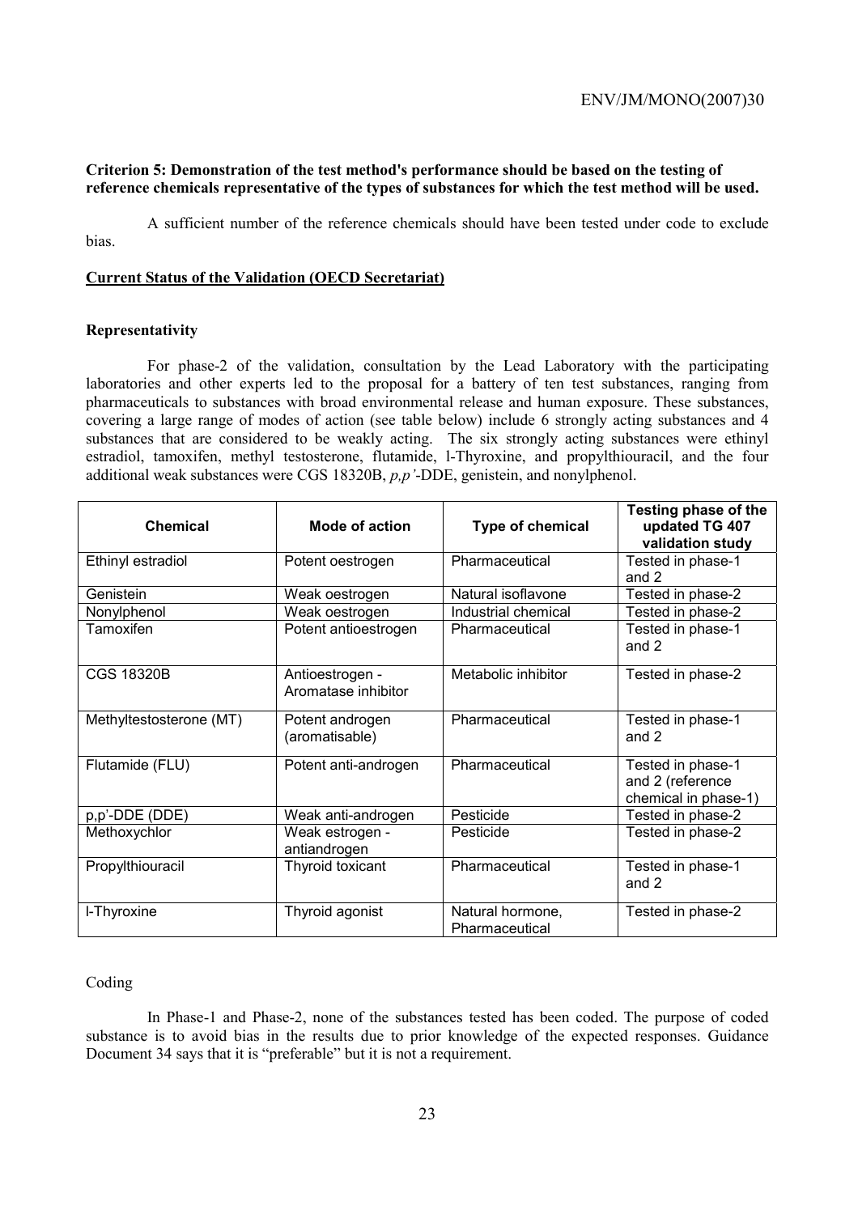**Criterion 5: Demonstration of the test method's performance should be based on the testing of reference chemicals representative of the types of substances for which the test method will be used.**

A sufficient number of the reference chemicals should have been tested under code to exclude bias.

**Current Status of the Validation (OECD Secretariat)**

**Representativity**

For phase-2 of the validation, consultation by the Lead Laboratory with the participating laboratories and other experts led to the proposal for a battery of ten test substances, ranging from pharmaceuticals to substances with broad environmental release and human exposure. These substances, covering a large range of modes of action (see table below) include 6 strongly acting substances and 4 substances that are considered to be weakly acting. The six strongly acting substances were ethinyl estradiol, tamoxifen, methyl testosterone, flutamide, l-Thyroxine, and propylthiouracil, and the four additional weak substances were CGS 18320B, *p,p'*-DDE, genistein, and nonylphenol.

| Chemical | Mode of action | Type of chemical | Testing phase of the updated TG 407 validation study |
|---|---|---|---|
| Ethinyl estradiol | Potent oestrogen | Pharmaceutical | Tested in phase-1 and 2 |
| Genistein | Weak oestrogen | Natural isoflavone | Tested in phase-2 |
| Nonylphenol | Weak oestrogen | Industrial chemical | Tested in phase-2 |
| Tamoxifen | Potent antioestrogen | Pharmaceutical | Tested in phase-1 and 2 |
| CGS 18320B | Antioestrogen - Aromatase inhibitor | Metabolic inhibitor | Tested in phase-2 |
| Methyltestosterone (MT) | Potent androgen (aromatisable) | Pharmaceutical | Tested in phase-1 and 2 |
| Flutamide (FLU) | Potent anti-androgen | Pharmaceutical | Tested in phase-1 and 2 (reference chemical in phase-1) |
| p,p'-DDE (DDE) | Weak anti-androgen | Pesticide | Tested in phase-2 |
| Methoxychlor | Weak estrogen - antiandrogen | Pesticide | Tested in phase-2 |
| Propylthiouracil | Thyroid toxicant | Pharmaceutical | Tested in phase-1 and 2 |
| l-Thyroxine | Thyroid agonist | Natural hormone, Pharmaceutical | Tested in phase-2 |

Coding

In Phase-1 and Phase-2, none of the substances tested has been coded. The purpose of coded substance is to avoid bias in the results due to prior knowledge of the expected responses. Guidance Document 34 says that it is "preferable" but it is not a requirement.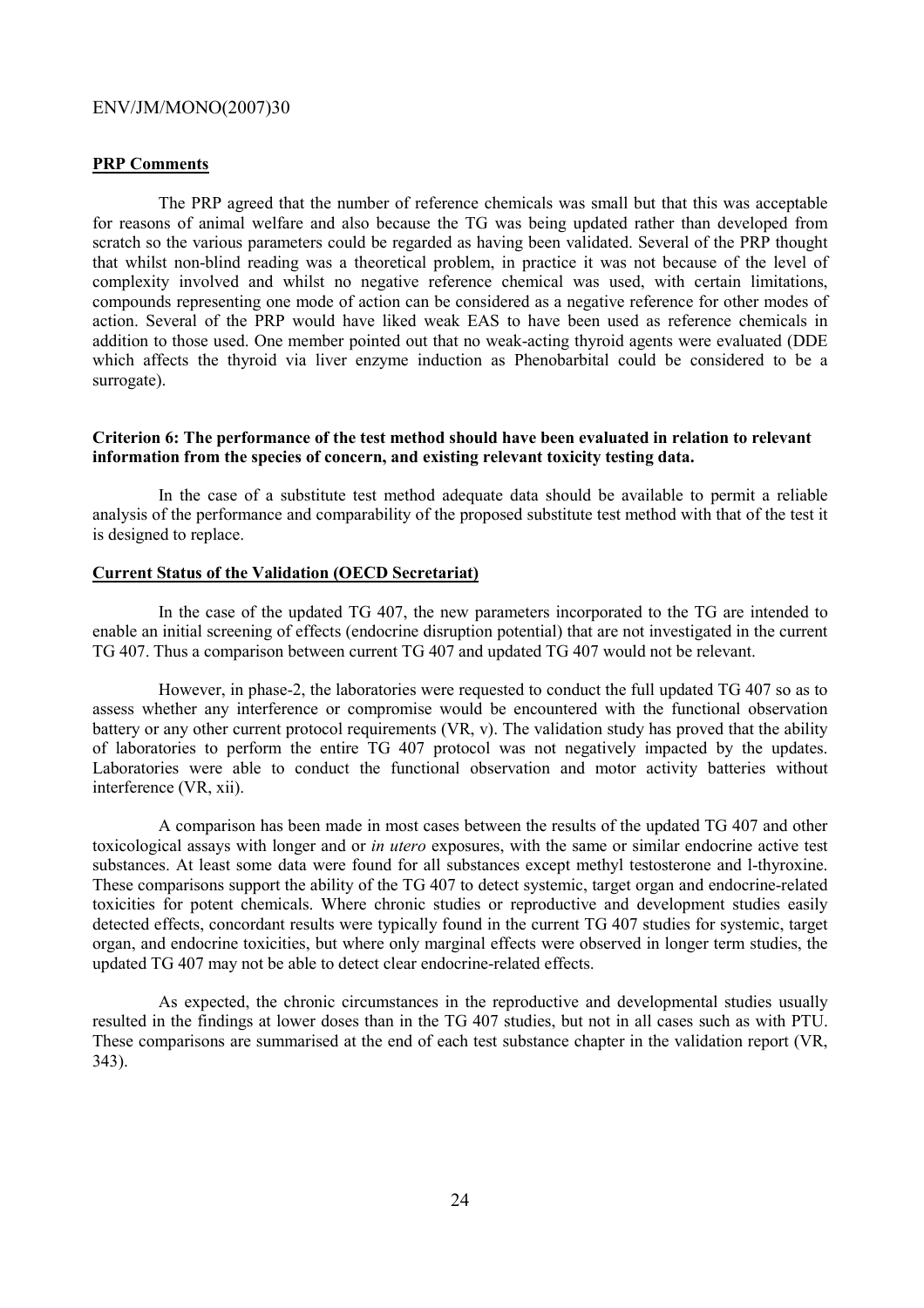**PRP Comments**

The PRP agreed that the number of reference chemicals was small but that this was acceptable for reasons of animal welfare and also because the TG was being updated rather than developed from scratch so the various parameters could be regarded as having been validated. Several of the PRP thought that whilst non-blind reading was a theoretical problem, in practice it was not because of the level of complexity involved and whilst no negative reference chemical was used, with certain limitations, compounds representing one mode of action can be considered as a negative reference for other modes of action. Several of the PRP would have liked weak EAS to have been used as reference chemicals in addition to those used. One member pointed out that no weak-acting thyroid agents were evaluated (DDE which affects the thyroid via liver enzyme induction as Phenobarbital could be considered to be a surrogate).

**Criterion 6: The performance of the test method should have been evaluated in relation to relevant information from the species of concern, and existing relevant toxicity testing data.**

In the case of a substitute test method adequate data should be available to permit a reliable analysis of the performance and comparability of the proposed substitute test method with that of the test it is designed to replace.

**Current Status of the Validation (OECD Secretariat)**

In the case of the updated TG 407, the new parameters incorporated to the TG are intended to enable an initial screening of effects (endocrine disruption potential) that are not investigated in the current TG 407. Thus a comparison between current TG 407 and updated TG 407 would not be relevant.

However, in phase-2, the laboratories were requested to conduct the full updated TG 407 so as to assess whether any interference or compromise would be encountered with the functional observation battery or any other current protocol requirements (VR, v). The validation study has proved that the ability of laboratories to perform the entire TG 407 protocol was not negatively impacted by the updates. Laboratories were able to conduct the functional observation and motor activity batteries without interference (VR, xii).

A comparison has been made in most cases between the results of the updated TG 407 and other toxicological assays with longer and or *in utero* exposures, with the same or similar endocrine active test substances. At least some data were found for all substances except methyl testosterone and l-thyroxine. These comparisons support the ability of the TG 407 to detect systemic, target organ and endocrine-related toxicities for potent chemicals. Where chronic studies or reproductive and development studies easily detected effects, concordant results were typically found in the current TG 407 studies for systemic, target organ, and endocrine toxicities, but where only marginal effects were observed in longer term studies, the updated TG 407 may not be able to detect clear endocrine-related effects.

As expected, the chronic circumstances in the reproductive and developmental studies usually resulted in the findings at lower doses than in the TG 407 studies, but not in all cases such as with PTU. These comparisons are summarised at the end of each test substance chapter in the validation report (VR, 343).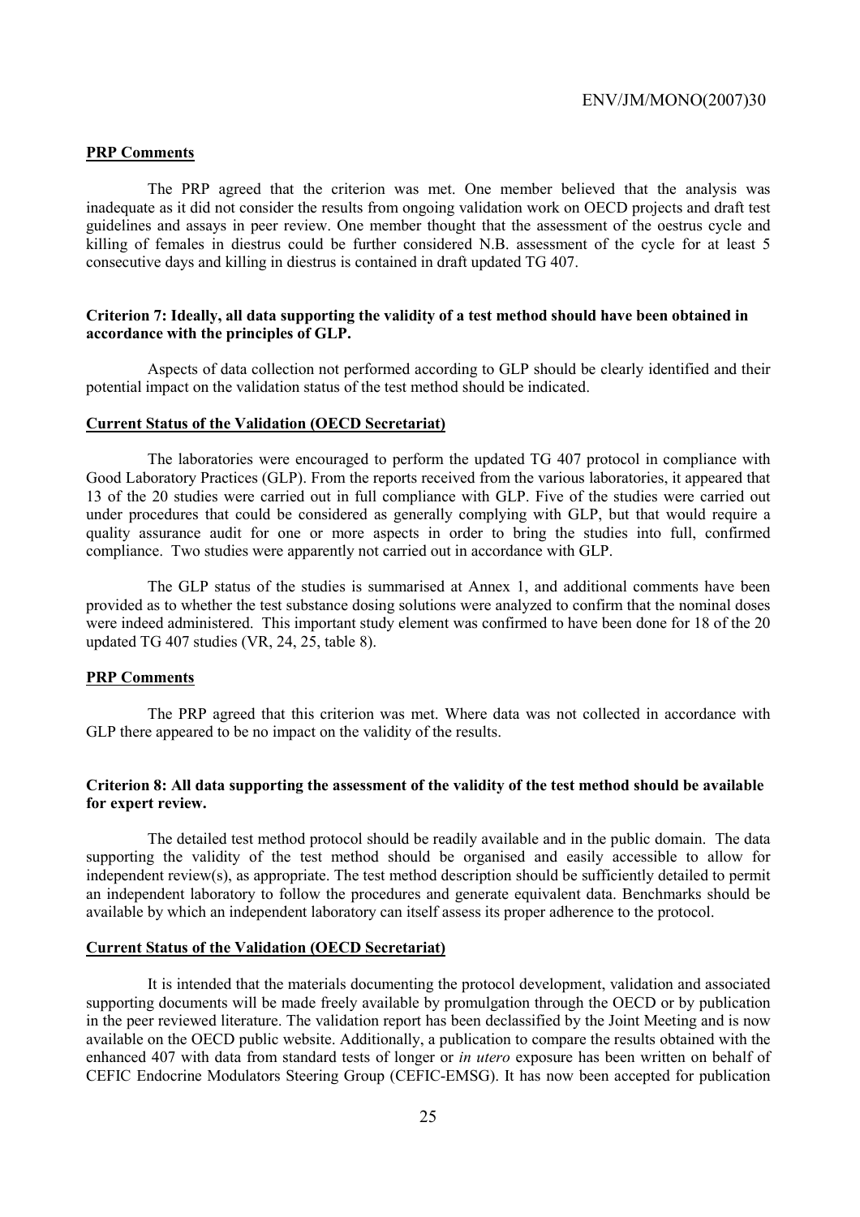**PRP Comments**

The PRP agreed that the criterion was met. One member believed that the analysis was inadequate as it did not consider the results from ongoing validation work on OECD projects and draft test guidelines and assays in peer review. One member thought that the assessment of the oestrus cycle and killing of females in diestrus could be further considered N.B. assessment of the cycle for at least 5 consecutive days and killing in diestrus is contained in draft updated TG 407.

**Criterion 7: Ideally, all data supporting the validity of a test method should have been obtained in accordance with the principles of GLP.**

Aspects of data collection not performed according to GLP should be clearly identified and their potential impact on the validation status of the test method should be indicated.

**Current Status of the Validation (OECD Secretariat)**

The laboratories were encouraged to perform the updated TG 407 protocol in compliance with Good Laboratory Practices (GLP). From the reports received from the various laboratories, it appeared that 13 of the 20 studies were carried out in full compliance with GLP. Five of the studies were carried out under procedures that could be considered as generally complying with GLP, but that would require a quality assurance audit for one or more aspects in order to bring the studies into full, confirmed compliance. Two studies were apparently not carried out in accordance with GLP.

The GLP status of the studies is summarised at Annex 1, and additional comments have been provided as to whether the test substance dosing solutions were analyzed to confirm that the nominal doses were indeed administered. This important study element was confirmed to have been done for 18 of the 20 updated TG 407 studies (VR, 24, 25, table 8).

**PRP Comments**

The PRP agreed that this criterion was met. Where data was not collected in accordance with GLP there appeared to be no impact on the validity of the results.

**Criterion 8: All data supporting the assessment of the validity of the test method should be available for expert review.**

The detailed test method protocol should be readily available and in the public domain. The data supporting the validity of the test method should be organised and easily accessible to allow for independent review(s), as appropriate. The test method description should be sufficiently detailed to permit an independent laboratory to follow the procedures and generate equivalent data. Benchmarks should be available by which an independent laboratory can itself assess its proper adherence to the protocol.

**Current Status of the Validation (OECD Secretariat)**

It is intended that the materials documenting the protocol development, validation and associated supporting documents will be made freely available by promulgation through the OECD or by publication in the peer reviewed literature. The validation report has been declassified by the Joint Meeting and is now available on the OECD public website. Additionally, a publication to compare the results obtained with the enhanced 407 with data from standard tests of longer or *in utero* exposure has been written on behalf of CEFIC Endocrine Modulators Steering Group (CEFIC-EMSG). It has now been accepted for publication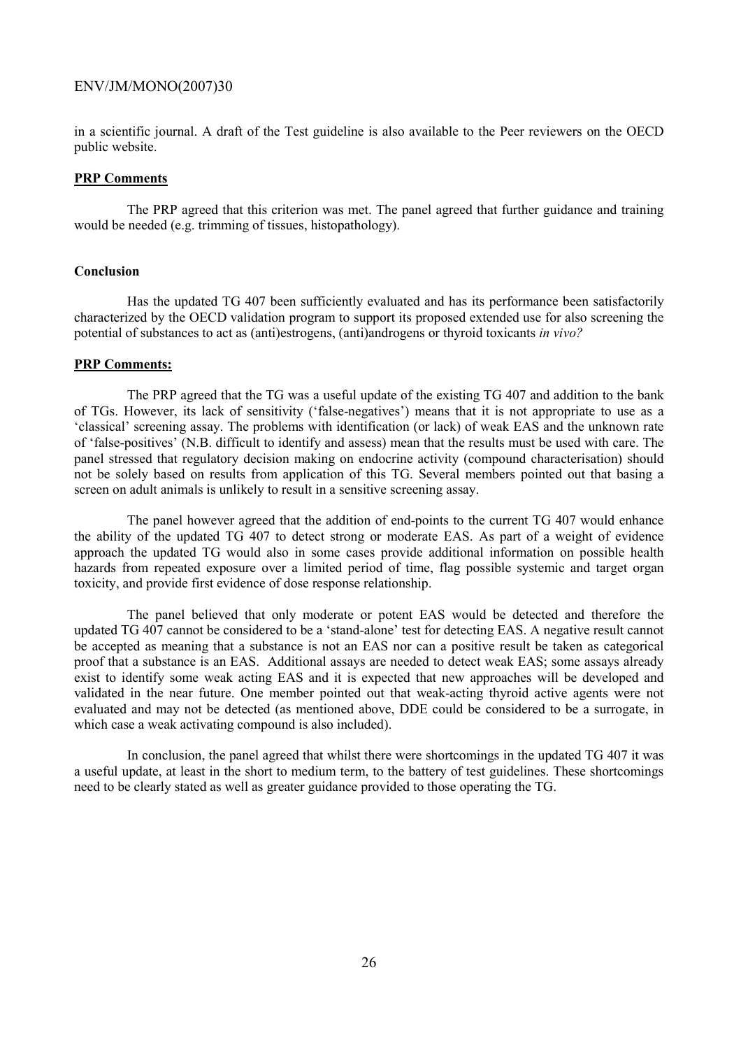in a scientific journal. A draft of the Test guideline is also available to the Peer reviewers on the OECD public website.

**PRP Comments**

The PRP agreed that this criterion was met. The panel agreed that further guidance and training would be needed (e.g. trimming of tissues, histopathology).

**Conclusion**

Has the updated TG 407 been sufficiently evaluated and has its performance been satisfactorily characterized by the OECD validation program to support its proposed extended use for also screening the potential of substances to act as (anti)estrogens, (anti)androgens or thyroid toxicants *in vivo?*

**PRP Comments:**

The PRP agreed that the TG was a useful update of the existing TG 407 and addition to the bank of TGs. However, its lack of sensitivity ('false-negatives') means that it is not appropriate to use as a 'classical' screening assay. The problems with identification (or lack) of weak EAS and the unknown rate of 'false-positives' (N.B. difficult to identify and assess) mean that the results must be used with care. The panel stressed that regulatory decision making on endocrine activity (compound characterisation) should not be solely based on results from application of this TG. Several members pointed out that basing a screen on adult animals is unlikely to result in a sensitive screening assay.

The panel however agreed that the addition of end-points to the current TG 407 would enhance the ability of the updated TG 407 to detect strong or moderate EAS. As part of a weight of evidence approach the updated TG would also in some cases provide additional information on possible health hazards from repeated exposure over a limited period of time, flag possible systemic and target organ toxicity, and provide first evidence of dose response relationship.

The panel believed that only moderate or potent EAS would be detected and therefore the updated TG 407 cannot be considered to be a 'stand-alone' test for detecting EAS. A negative result cannot be accepted as meaning that a substance is not an EAS nor can a positive result be taken as categorical proof that a substance is an EAS. Additional assays are needed to detect weak EAS; some assays already exist to identify some weak acting EAS and it is expected that new approaches will be developed and validated in the near future. One member pointed out that weak-acting thyroid active agents were not evaluated and may not be detected (as mentioned above, DDE could be considered to be a surrogate, in which case a weak activating compound is also included).

In conclusion, the panel agreed that whilst there were shortcomings in the updated TG 407 it was a useful update, at least in the short to medium term, to the battery of test guidelines. These shortcomings need to be clearly stated as well as greater guidance provided to those operating the TG.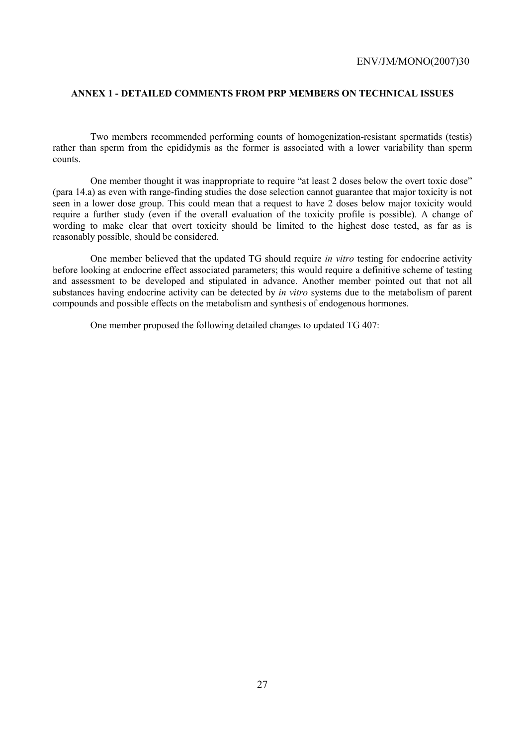## ANNEX 1 - DETAILED COMMENTS FROM PRP MEMBERS ON TECHNICAL ISSUES

Two members recommended performing counts of homogenization-resistant spermatids (testis) rather than sperm from the epididymis as the former is associated with a lower variability than sperm counts.

One member thought it was inappropriate to require "at least 2 doses below the overt toxic dose" (para 14.a) as even with range-finding studies the dose selection cannot guarantee that major toxicity is not seen in a lower dose group. This could mean that a request to have 2 doses below major toxicity would require a further study (even if the overall evaluation of the toxicity profile is possible). A change of wording to make clear that overt toxicity should be limited to the highest dose tested, as far as is reasonably possible, should be considered.

One member believed that the updated TG should require *in vitro* testing for endocrine activity before looking at endocrine effect associated parameters; this would require a definitive scheme of testing and assessment to be developed and stipulated in advance. Another member pointed out that not all substances having endocrine activity can be detected by *in vitro* systems due to the metabolism of parent compounds and possible effects on the metabolism and synthesis of endogenous hormones.

One member proposed the following detailed changes to updated TG 407: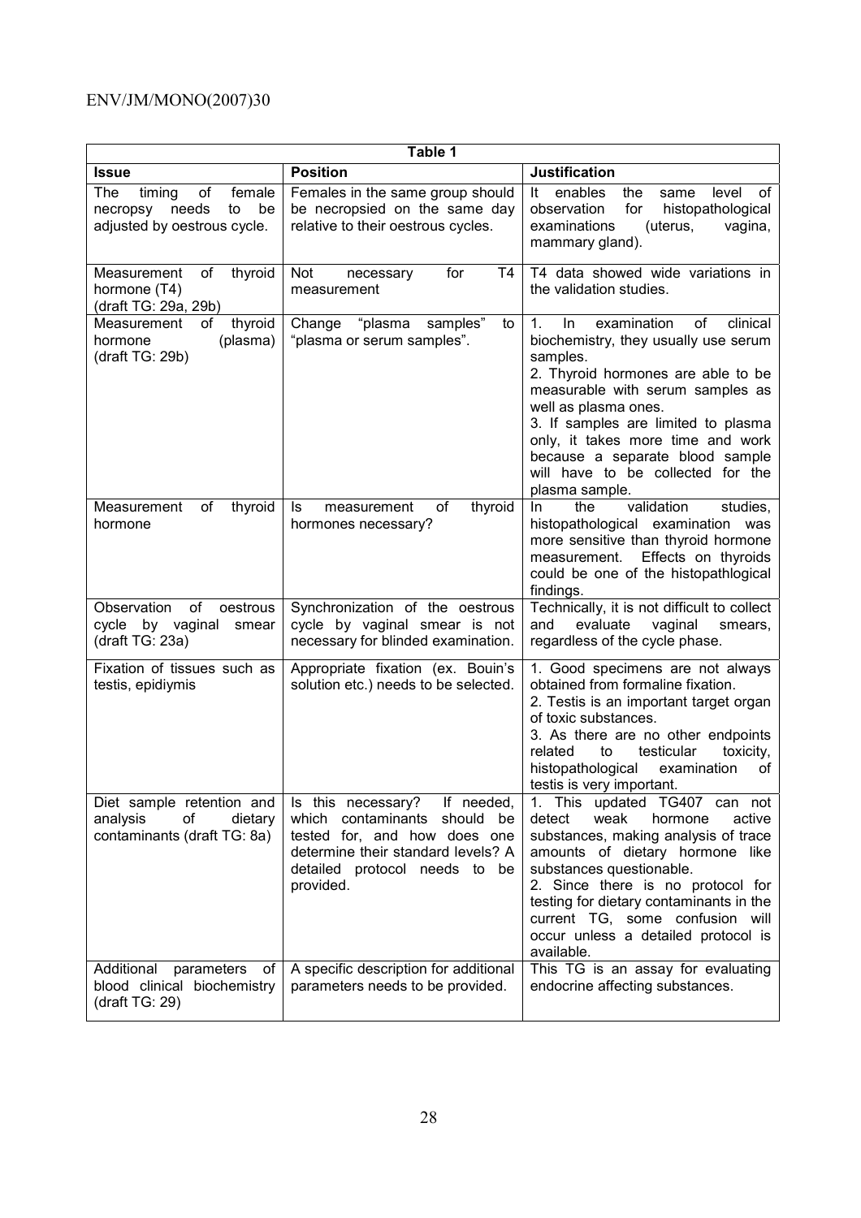| Table 1 | | |
|---|---|---|
| **Issue** | **Position** | **Justification** |
| The timing of female necropsy needs to be adjusted by oestrous cycle. | Females in the same group should be necropsied on the same day relative to their oestrous cycles. | It enables the same level of observation for histopathological examinations (uterus, vagina, mammary gland). |
| Measurement of thyroid hormone (T4) (draft TG: 29a, 29b) | Not necessary for T4 measurement | T4 data showed wide variations in the validation studies. |
| Measurement of thyroid hormone (plasma) (draft TG: 29b) | Change "plasma samples" to "plasma or serum samples". | 1. In examination of clinical biochemistry, they usually use serum samples.<br>2. Thyroid hormones are able to be measurable with serum samples as well as plasma ones.<br>3. If samples are limited to plasma only, it takes more time and work because a separate blood sample will have to be collected for the plasma sample. |
| Measurement of thyroid hormone | Is measurement of thyroid hormones necessary? | In the validation studies, histopathological examination was more sensitive than thyroid hormone measurement. Effects on thyroids could be one of the histopathlogical findings. |
| Observation of oestrous cycle by vaginal smear (draft TG: 23a) | Synchronization of the oestrous cycle by vaginal smear is not necessary for blinded examination. | Technically, it is not difficult to collect and evaluate vaginal smears, regardless of the cycle phase. |
| Fixation of tissues such as testis, epidiymis | Appropriate fixation (ex. Bouin's solution etc.) needs to be selected. | 1. Good specimens are not always obtained from formaline fixation.<br>2. Testis is an important target organ of toxic substances.<br>3. As there are no other endpoints related to testicular toxicity, histopathological examination of testis is very important. |
| Diet sample retention and analysis of dietary contaminants (draft TG: 8a) | Is this necessary? If needed, which contaminants should be tested for, and how does one determine their standard levels? A detailed protocol needs to be provided. | 1. This updated TG407 can not detect weak hormone active substances, making analysis of trace amounts of dietary hormone like substances questionable.<br>2. Since there is no protocol for testing for dietary contaminants in the current TG, some confusion will occur unless a detailed protocol is available. |
| Additional parameters of blood clinical biochemistry (draft TG: 29) | A specific description for additional parameters needs to be provided. | This TG is an assay for evaluating endocrine affecting substances. |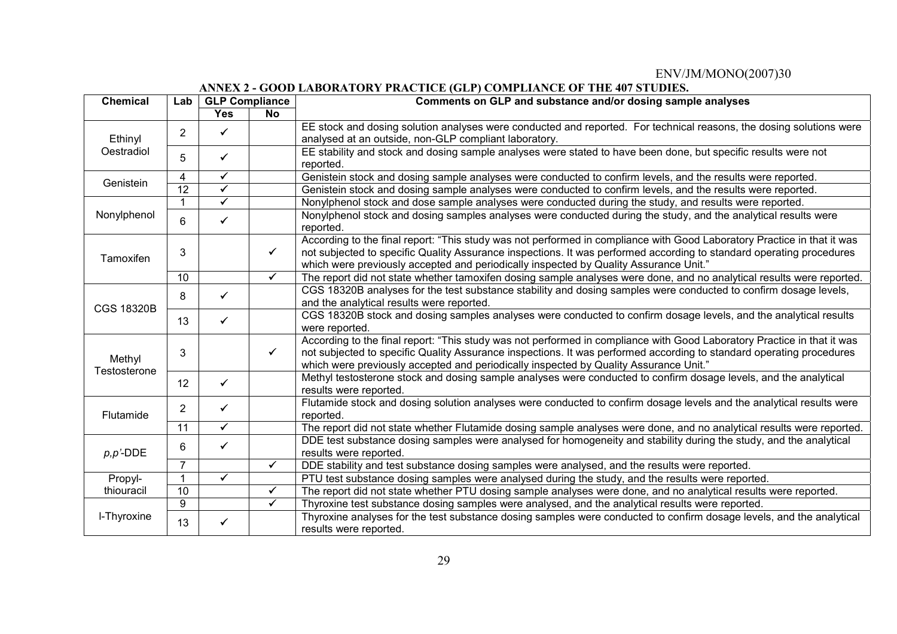## ANNEX 2 - GOOD LABORATORY PRACTICE (GLP) COMPLIANCE OF THE 407 STUDIES.

| Chemical | Lab | GLP Compliance | | Comments on GLP and substance and/or dosing sample analyses |
|---|---|---|---|---|
| | | Yes | No | |
| Ethinyl Oestradiol | 2 | ✓ | | EE stock and dosing solution analyses were conducted and reported. For technical reasons, the dosing solutions were analysed at an outside, non-GLP compliant laboratory. |
| | 5 | ✓ | | EE stability and stock and dosing sample analyses were stated to have been done, but specific results were not reported. |
| Genistein | 4 | ✓ | | Genistein stock and dosing sample analyses were conducted to confirm levels, and the results were reported. |
| | 12 | ✓ | | Genistein stock and dosing sample analyses were conducted to confirm levels, and the results were reported. |
| Nonylphenol | 1 | ✓ | | Nonylphenol stock and dose sample analyses were conducted during the study, and results were reported. |
| | 6 | ✓ | | Nonylphenol stock and dosing samples analyses were conducted during the study, and the analytical results were reported. |
| Tamoxifen | 3 | | ✓ | According to the final report: "This study was not performed in compliance with Good Laboratory Practice in that it was not subjected to specific Quality Assurance inspections. It was performed according to standard operating procedures which were previously accepted and periodically inspected by Quality Assurance Unit." |
| | 10 | | ✓ | The report did not state whether tamoxifen dosing sample analyses were done, and no analytical results were reported. |
| CGS 18320B | 8 | ✓ | | CGS 18320B analyses for the test substance stability and dosing samples were conducted to confirm dosage levels, and the analytical results were reported. |
| | 13 | ✓ | | CGS 18320B stock and dosing samples analyses were conducted to confirm dosage levels, and the analytical results were reported. |
| Methyl Testosterone | 3 | | ✓ | According to the final report: "This study was not performed in compliance with Good Laboratory Practice in that it was not subjected to specific Quality Assurance inspections. It was performed according to standard operating procedures which were previously accepted and periodically inspected by Quality Assurance Unit." |
| | 12 | ✓ | | Methyl testosterone stock and dosing sample analyses were conducted to confirm dosage levels, and the analytical results were reported. |
| Flutamide | 2 | ✓ | | Flutamide stock and dosing solution analyses were conducted to confirm dosage levels and the analytical results were reported. |
| | 11 | ✓ | | The report did not state whether Flutamide dosing sample analyses were done, and no analytical results were reported. |
| *p,p'*-DDE | 6 | ✓ | | DDE test substance dosing samples were analysed for homogeneity and stability during the study, and the analytical results were reported. |
| | 7 | | ✓ | DDE stability and test substance dosing samples were analysed, and the results were reported. |
| Propyl-thiouracil | 1 | ✓ | | PTU test substance dosing samples were analysed during the study, and the results were reported. |
| | 10 | | ✓ | The report did not state whether PTU dosing sample analyses were done, and no analytical results were reported. |
| l-Thyroxine | 9 | | ✓ | Thyroxine test substance dosing samples were analysed, and the analytical results were reported. |
| | 13 | ✓ | | Thyroxine analyses for the test substance dosing samples were conducted to confirm dosage levels, and the analytical results were reported. |